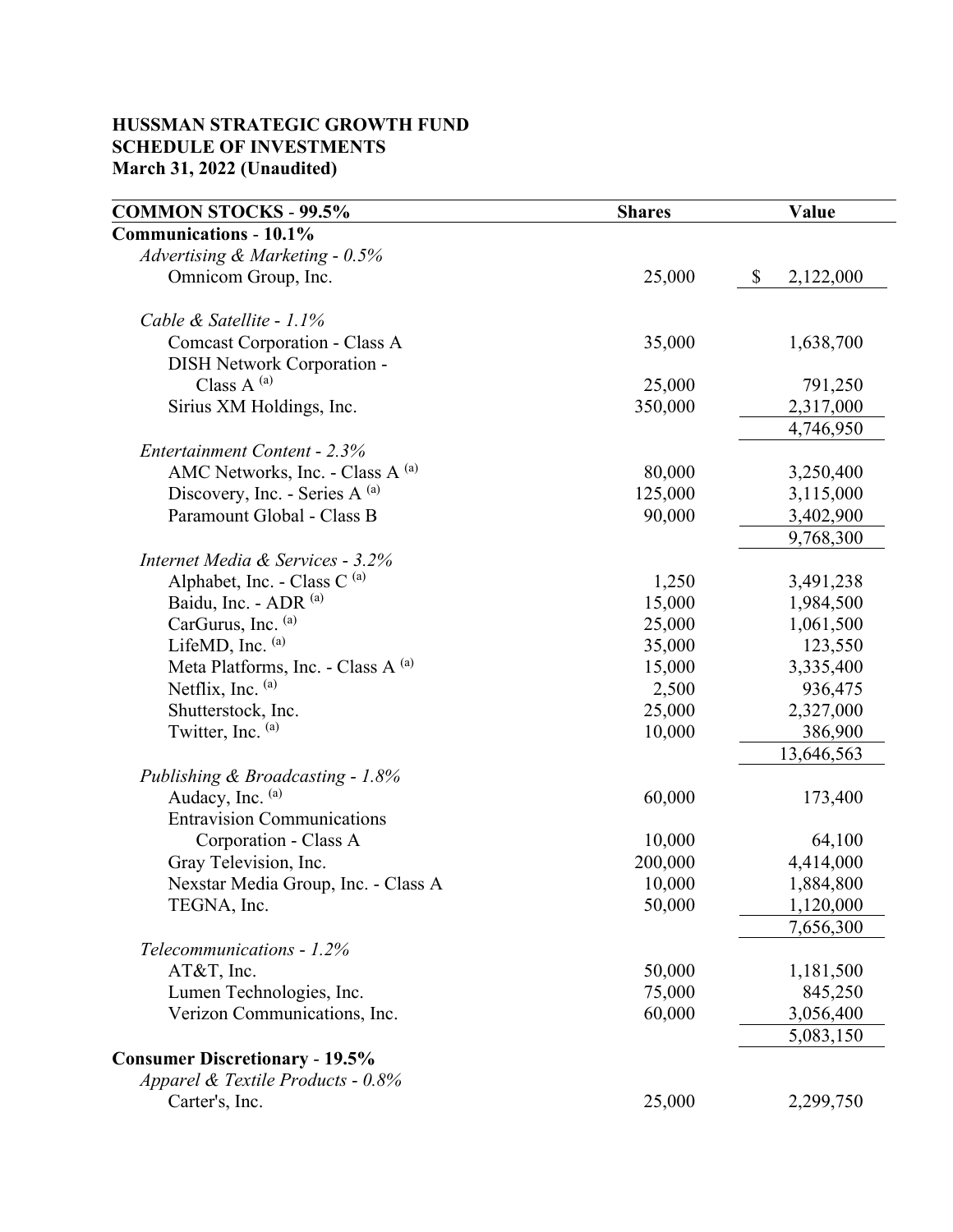**HUSSMAN STRATEGIC GROWTH FUND**
**SCHEDULE OF INVESTMENTS**
**March 31, 2022 (Unaudited)**

| COMMON STOCKS - 99.5% | Shares | Value |
|---|---|---|
| **Communications - 10.1%** | | |
| *Advertising & Marketing - 0.5%* | | |
| Omnicom Group, Inc. | 25,000 | $ 2,122,000 |
| | | |
| *Cable & Satellite - 1.1%* | | |
| Comcast Corporation - Class A | 35,000 | 1,638,700 |
| DISH Network Corporation - Class A [(a)] | 25,000 | 791,250 |
| Sirius XM Holdings, Inc. | 350,000 | 2,317,000 |
| | | 4,746,950 |
| *Entertainment Content - 2.3%* | | |
| AMC Networks, Inc. - Class A [(a)] | 80,000 | 3,250,400 |
| Discovery, Inc. - Series A [(a)] | 125,000 | 3,115,000 |
| Paramount Global - Class B | 90,000 | 3,402,900 |
| | | 9,768,300 |
| *Internet Media & Services - 3.2%* | | |
| Alphabet, Inc. - Class C [(a)] | 1,250 | 3,491,238 |
| Baidu, Inc. - ADR [(a)] | 15,000 | 1,984,500 |
| CarGurus, Inc. [(a)] | 25,000 | 1,061,500 |
| LifeMD, Inc. [(a)] | 35,000 | 123,550 |
| Meta Platforms, Inc. - Class A [(a)] | 15,000 | 3,335,400 |
| Netflix, Inc. [(a)] | 2,500 | 936,475 |
| Shutterstock, Inc. | 25,000 | 2,327,000 |
| Twitter, Inc. [(a)] | 10,000 | 386,900 |
| | | 13,646,563 |
| *Publishing & Broadcasting - 1.8%* | | |
| Audacy, Inc. [(a)] | 60,000 | 173,400 |
| Entravision Communications Corporation - Class A | 10,000 | 64,100 |
| Gray Television, Inc. | 200,000 | 4,414,000 |
| Nexstar Media Group, Inc. - Class A | 10,000 | 1,884,800 |
| TEGNA, Inc. | 50,000 | 1,120,000 |
| | | 7,656,300 |
| *Telecommunications - 1.2%* | | |
| AT&T, Inc. | 50,000 | 1,181,500 |
| Lumen Technologies, Inc. | 75,000 | 845,250 |
| Verizon Communications, Inc. | 60,000 | 3,056,400 |
| | | 5,083,150 |
| **Consumer Discretionary - 19.5%** | | |
| *Apparel & Textile Products - 0.8%* | | |
| Carter's, Inc. | 25,000 | 2,299,750 |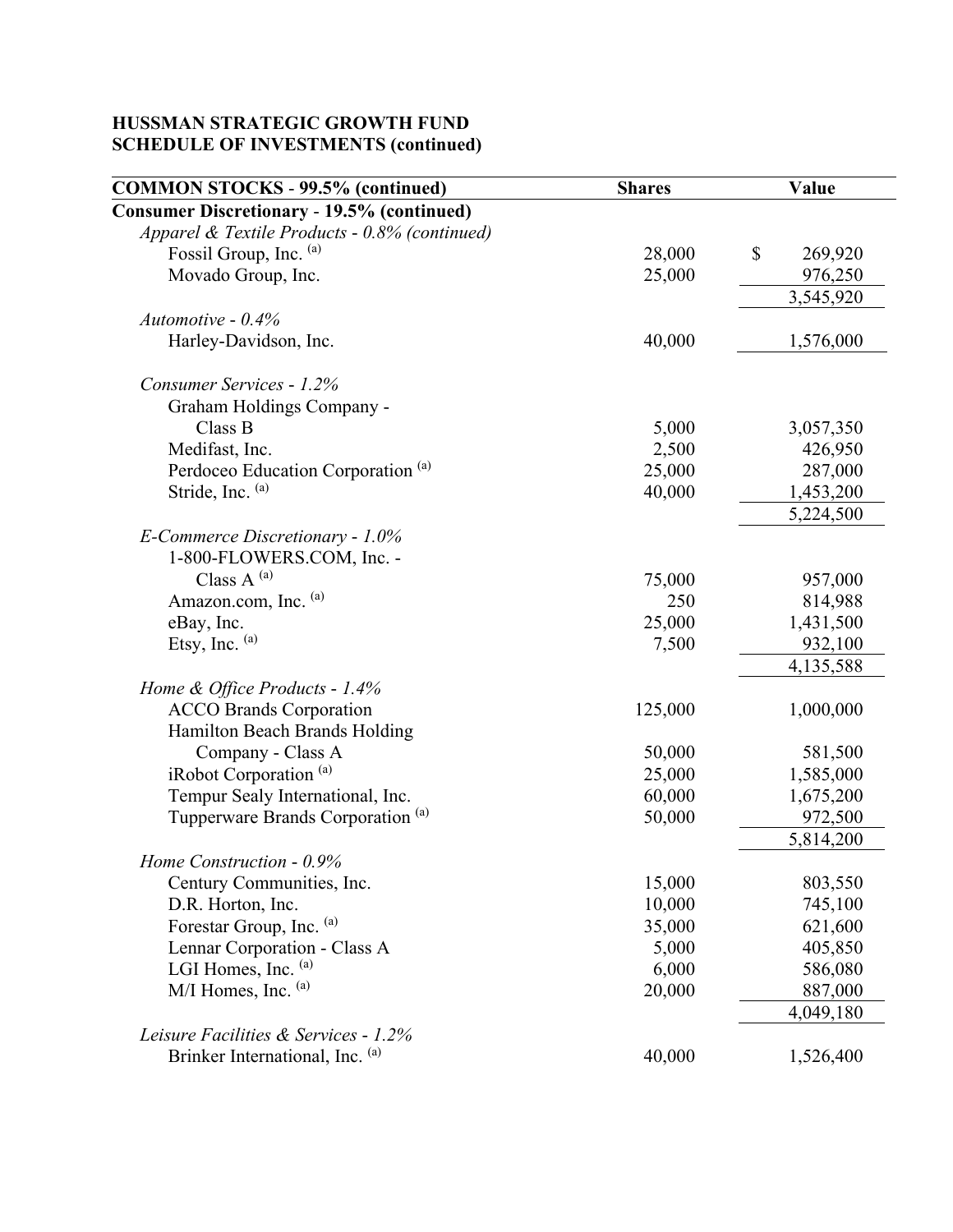**HUSSMAN STRATEGIC GROWTH FUND**
**SCHEDULE OF INVESTMENTS (continued)**

| COMMON STOCKS - 99.5% (continued) | Shares | Value |
|---|---|---|
| **Consumer Discretionary - 19.5% (continued)** | | |
| *Apparel & Textile Products - 0.8% (continued)* | | |
| Fossil Group, Inc. [(a)] | 28,000 | $ 269,920 |
| Movado Group, Inc. | 25,000 | 976,250 |
| | | 3,545,920 |
| *Automotive - 0.4%* | | |
| Harley-Davidson, Inc. | 40,000 | 1,576,000 |
| *Consumer Services - 1.2%* | | |
| Graham Holdings Company - Class B | 5,000 | 3,057,350 |
| Medifast, Inc. | 2,500 | 426,950 |
| Perdoceo Education Corporation [(a)] | 25,000 | 287,000 |
| Stride, Inc. [(a)] | 40,000 | 1,453,200 |
| | | 5,224,500 |
| *E-Commerce Discretionary - 1.0%* | | |
| 1-800-FLOWERS.COM, Inc. - Class A [(a)] | 75,000 | 957,000 |
| Amazon.com, Inc. [(a)] | 250 | 814,988 |
| eBay, Inc. | 25,000 | 1,431,500 |
| Etsy, Inc. [(a)] | 7,500 | 932,100 |
| | | 4,135,588 |
| *Home & Office Products - 1.4%* | | |
| ACCO Brands Corporation | 125,000 | 1,000,000 |
| Hamilton Beach Brands Holding Company - Class A | 50,000 | 581,500 |
| iRobot Corporation [(a)] | 25,000 | 1,585,000 |
| Tempur Sealy International, Inc. | 60,000 | 1,675,200 |
| Tupperware Brands Corporation [(a)] | 50,000 | 972,500 |
| | | 5,814,200 |
| *Home Construction - 0.9%* | | |
| Century Communities, Inc. | 15,000 | 803,550 |
| D.R. Horton, Inc. | 10,000 | 745,100 |
| Forestar Group, Inc. [(a)] | 35,000 | 621,600 |
| Lennar Corporation - Class A | 5,000 | 405,850 |
| LGI Homes, Inc. [(a)] | 6,000 | 586,080 |
| M/I Homes, Inc. [(a)] | 20,000 | 887,000 |
| | | 4,049,180 |
| *Leisure Facilities & Services - 1.2%* | | |
| Brinker International, Inc. [(a)] | 40,000 | 1,526,400 |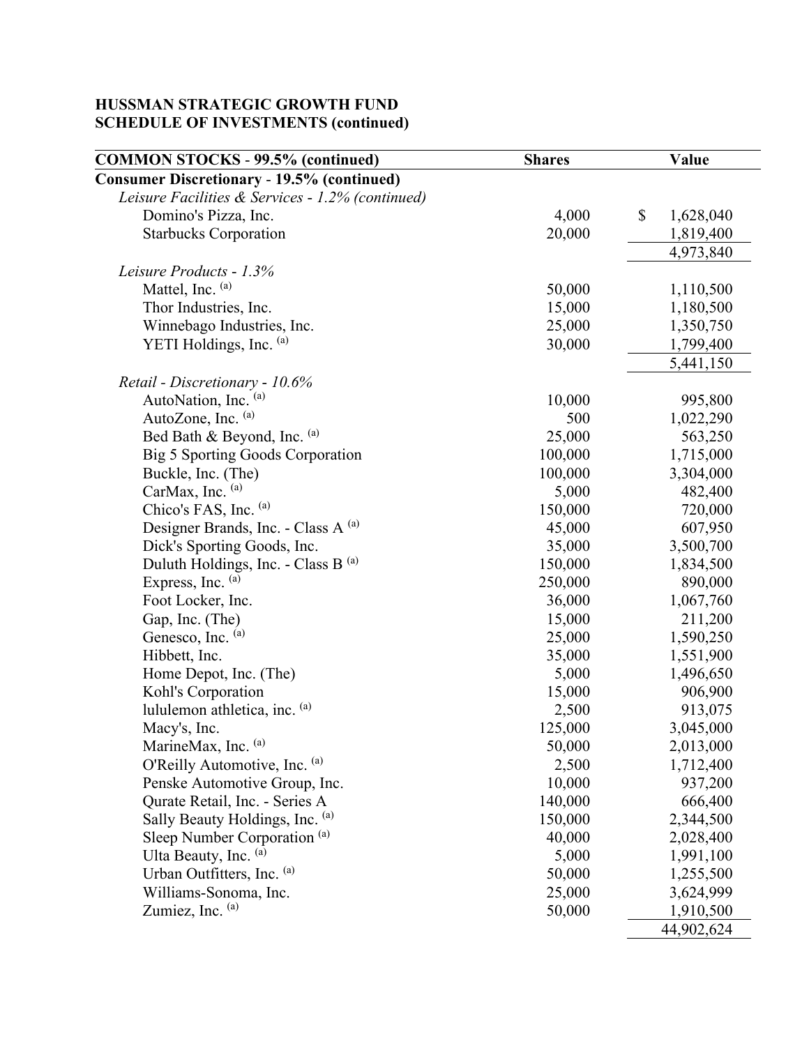**HUSSMAN STRATEGIC GROWTH FUND**
**SCHEDULE OF INVESTMENTS (continued)**

| COMMON STOCKS - 99.5% (continued) | Shares | Value |
|---|---|---|
| **Consumer Discretionary - 19.5% (continued)** | | |
| *Leisure Facilities & Services - 1.2% (continued)* | | |
| Domino's Pizza, Inc. | 4,000 | $ 1,628,040 |
| Starbucks Corporation | 20,000 | 1,819,400 |
| | | 4,973,840 |
| *Leisure Products - 1.3%* | | |
| Mattel, Inc. [(a)] | 50,000 | 1,110,500 |
| Thor Industries, Inc. | 15,000 | 1,180,500 |
| Winnebago Industries, Inc. | 25,000 | 1,350,750 |
| YETI Holdings, Inc. [(a)] | 30,000 | 1,799,400 |
| | | 5,441,150 |
| *Retail - Discretionary - 10.6%* | | |
| AutoNation, Inc. [(a)] | 10,000 | 995,800 |
| AutoZone, Inc. [(a)] | 500 | 1,022,290 |
| Bed Bath & Beyond, Inc. [(a)] | 25,000 | 563,250 |
| Big 5 Sporting Goods Corporation | 100,000 | 1,715,000 |
| Buckle, Inc. (The) | 100,000 | 3,304,000 |
| CarMax, Inc. [(a)] | 5,000 | 482,400 |
| Chico's FAS, Inc. [(a)] | 150,000 | 720,000 |
| Designer Brands, Inc. - Class A [(a)] | 45,000 | 607,950 |
| Dick's Sporting Goods, Inc. | 35,000 | 3,500,700 |
| Duluth Holdings, Inc. - Class B [(a)] | 150,000 | 1,834,500 |
| Express, Inc. [(a)] | 250,000 | 890,000 |
| Foot Locker, Inc. | 36,000 | 1,067,760 |
| Gap, Inc. (The) | 15,000 | 211,200 |
| Genesco, Inc. [(a)] | 25,000 | 1,590,250 |
| Hibbett, Inc. | 35,000 | 1,551,900 |
| Home Depot, Inc. (The) | 5,000 | 1,496,650 |
| Kohl's Corporation | 15,000 | 906,900 |
| lululemon athletica, inc. [(a)] | 2,500 | 913,075 |
| Macy's, Inc. | 125,000 | 3,045,000 |
| MarineMax, Inc. [(a)] | 50,000 | 2,013,000 |
| O'Reilly Automotive, Inc. [(a)] | 2,500 | 1,712,400 |
| Penske Automotive Group, Inc. | 10,000 | 937,200 |
| Qurate Retail, Inc. - Series A | 140,000 | 666,400 |
| Sally Beauty Holdings, Inc. [(a)] | 150,000 | 2,344,500 |
| Sleep Number Corporation [(a)] | 40,000 | 2,028,400 |
| Ulta Beauty, Inc. [(a)] | 5,000 | 1,991,100 |
| Urban Outfitters, Inc. [(a)] | 50,000 | 1,255,500 |
| Williams-Sonoma, Inc. | 25,000 | 3,624,999 |
| Zumiez, Inc. [(a)] | 50,000 | 1,910,500 |
| | | 44,902,624 |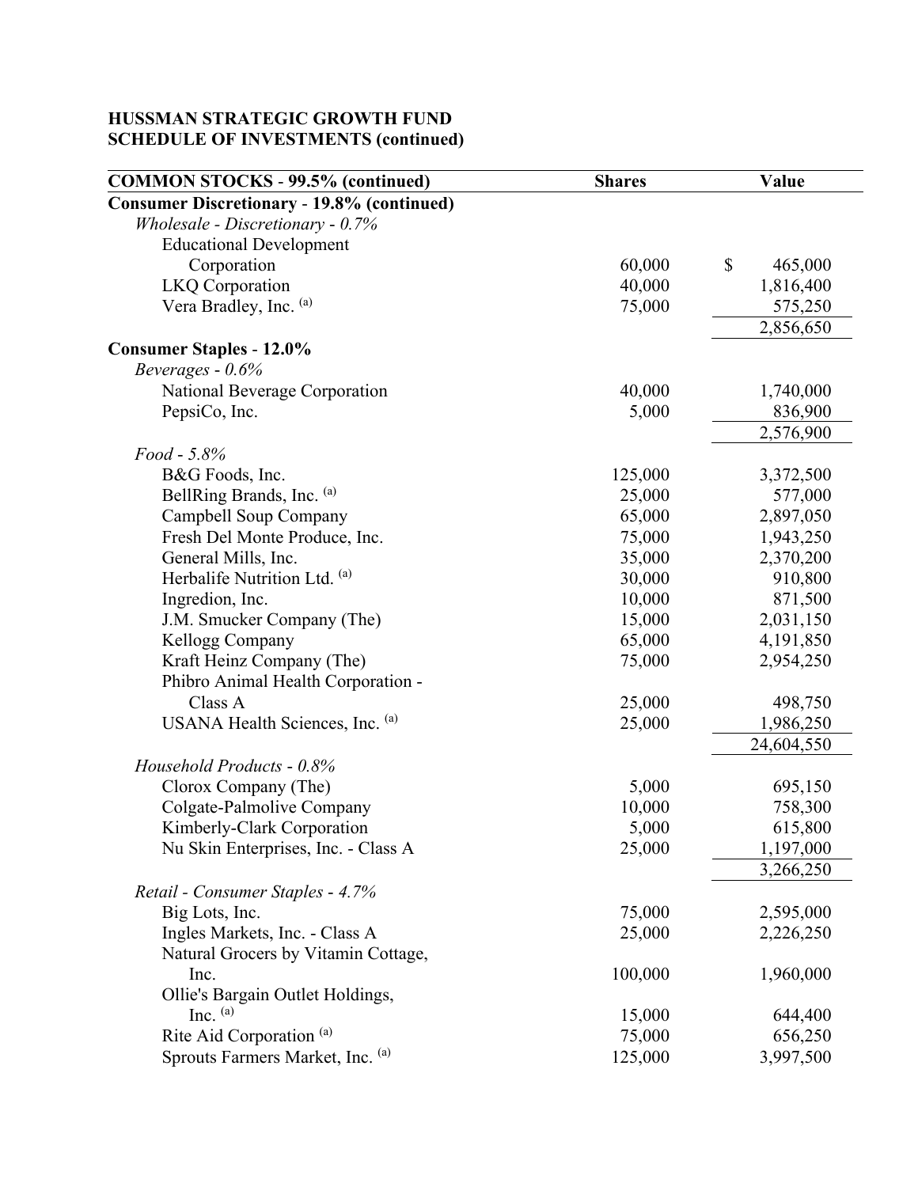**HUSSMAN STRATEGIC GROWTH FUND**
**SCHEDULE OF INVESTMENTS (continued)**

| COMMON STOCKS - 99.5% (continued) | Shares | Value |
|---|---|---|
| **Consumer Discretionary - 19.8% (continued)** | | |
| *Wholesale - Discretionary - 0.7%* | | |
| Educational Development Corporation | 60,000 | $ 465,000 |
| LKQ Corporation | 40,000 | 1,816,400 |
| Vera Bradley, Inc. [(a)] | 75,000 | 575,250 |
| | | 2,856,650 |
| **Consumer Staples - 12.0%** | | |
| *Beverages - 0.6%* | | |
| National Beverage Corporation | 40,000 | 1,740,000 |
| PepsiCo, Inc. | 5,000 | 836,900 |
| | | 2,576,900 |
| *Food - 5.8%* | | |
| B&G Foods, Inc. | 125,000 | 3,372,500 |
| BellRing Brands, Inc. [(a)] | 25,000 | 577,000 |
| Campbell Soup Company | 65,000 | 2,897,050 |
| Fresh Del Monte Produce, Inc. | 75,000 | 1,943,250 |
| General Mills, Inc. | 35,000 | 2,370,200 |
| Herbalife Nutrition Ltd. [(a)] | 30,000 | 910,800 |
| Ingredion, Inc. | 10,000 | 871,500 |
| J.M. Smucker Company (The) | 15,000 | 2,031,150 |
| Kellogg Company | 65,000 | 4,191,850 |
| Kraft Heinz Company (The) | 75,000 | 2,954,250 |
| Phibro Animal Health Corporation - Class A | 25,000 | 498,750 |
| USANA Health Sciences, Inc. [(a)] | 25,000 | 1,986,250 |
| | | 24,604,550 |
| *Household Products - 0.8%* | | |
| Clorox Company (The) | 5,000 | 695,150 |
| Colgate-Palmolive Company | 10,000 | 758,300 |
| Kimberly-Clark Corporation | 5,000 | 615,800 |
| Nu Skin Enterprises, Inc. - Class A | 25,000 | 1,197,000 |
| | | 3,266,250 |
| *Retail - Consumer Staples - 4.7%* | | |
| Big Lots, Inc. | 75,000 | 2,595,000 |
| Ingles Markets, Inc. - Class A | 25,000 | 2,226,250 |
| Natural Grocers by Vitamin Cottage, Inc. | 100,000 | 1,960,000 |
| Ollie's Bargain Outlet Holdings, Inc. [(a)] | 15,000 | 644,400 |
| Rite Aid Corporation [(a)] | 75,000 | 656,250 |
| Sprouts Farmers Market, Inc. [(a)] | 125,000 | 3,997,500 |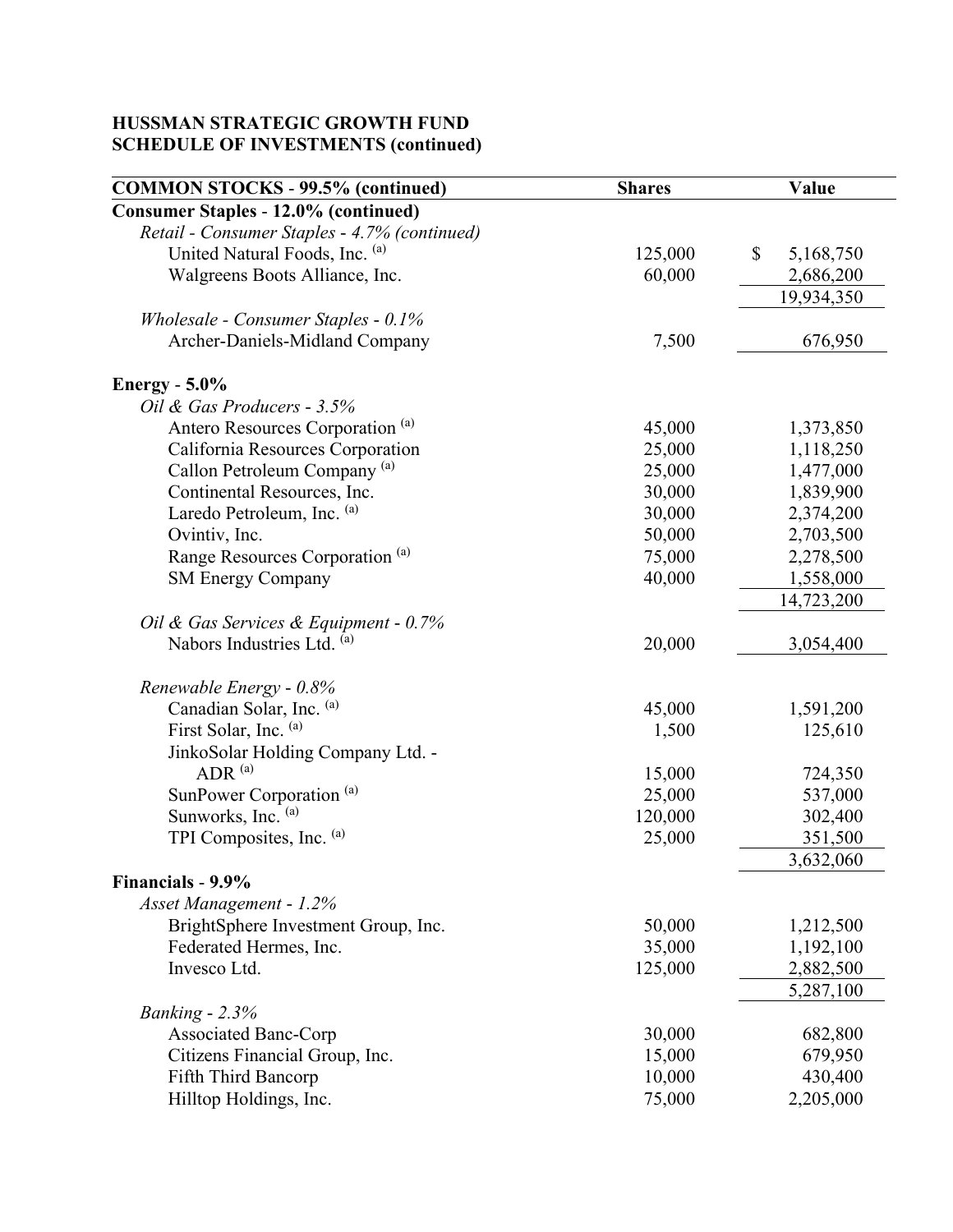**HUSSMAN STRATEGIC GROWTH FUND**
**SCHEDULE OF INVESTMENTS (continued)**

| COMMON STOCKS - 99.5% (continued) | Shares | Value |
|---|---|---|
| **Consumer Staples - 12.0% (continued)** | | |
| *Retail - Consumer Staples - 4.7% (continued)* | | |
| United Natural Foods, Inc. [(a)] | 125,000 | $ 5,168,750 |
| Walgreens Boots Alliance, Inc. | 60,000 | 2,686,200 |
| | | 19,934,350 |
| *Wholesale - Consumer Staples - 0.1%* | | |
| Archer-Daniels-Midland Company | 7,500 | 676,950 |
| **Energy - 5.0%** | | |
| *Oil & Gas Producers - 3.5%* | | |
| Antero Resources Corporation [(a)] | 45,000 | 1,373,850 |
| California Resources Corporation | 25,000 | 1,118,250 |
| Callon Petroleum Company [(a)] | 25,000 | 1,477,000 |
| Continental Resources, Inc. | 30,000 | 1,839,900 |
| Laredo Petroleum, Inc. [(a)] | 30,000 | 2,374,200 |
| Ovintiv, Inc. | 50,000 | 2,703,500 |
| Range Resources Corporation [(a)] | 75,000 | 2,278,500 |
| SM Energy Company | 40,000 | 1,558,000 |
| | | 14,723,200 |
| *Oil & Gas Services & Equipment - 0.7%* | | |
| Nabors Industries Ltd. [(a)] | 20,000 | 3,054,400 |
| *Renewable Energy - 0.8%* | | |
| Canadian Solar, Inc. [(a)] | 45,000 | 1,591,200 |
| First Solar, Inc. [(a)] | 1,500 | 125,610 |
| JinkoSolar Holding Company Ltd. - ADR [(a)] | 15,000 | 724,350 |
| SunPower Corporation [(a)] | 25,000 | 537,000 |
| Sunworks, Inc. [(a)] | 120,000 | 302,400 |
| TPI Composites, Inc. [(a)] | 25,000 | 351,500 |
| | | 3,632,060 |
| **Financials - 9.9%** | | |
| *Asset Management - 1.2%* | | |
| BrightSphere Investment Group, Inc. | 50,000 | 1,212,500 |
| Federated Hermes, Inc. | 35,000 | 1,192,100 |
| Invesco Ltd. | 125,000 | 2,882,500 |
| | | 5,287,100 |
| *Banking - 2.3%* | | |
| Associated Banc-Corp | 30,000 | 682,800 |
| Citizens Financial Group, Inc. | 15,000 | 679,950 |
| Fifth Third Bancorp | 10,000 | 430,400 |
| Hilltop Holdings, Inc. | 75,000 | 2,205,000 |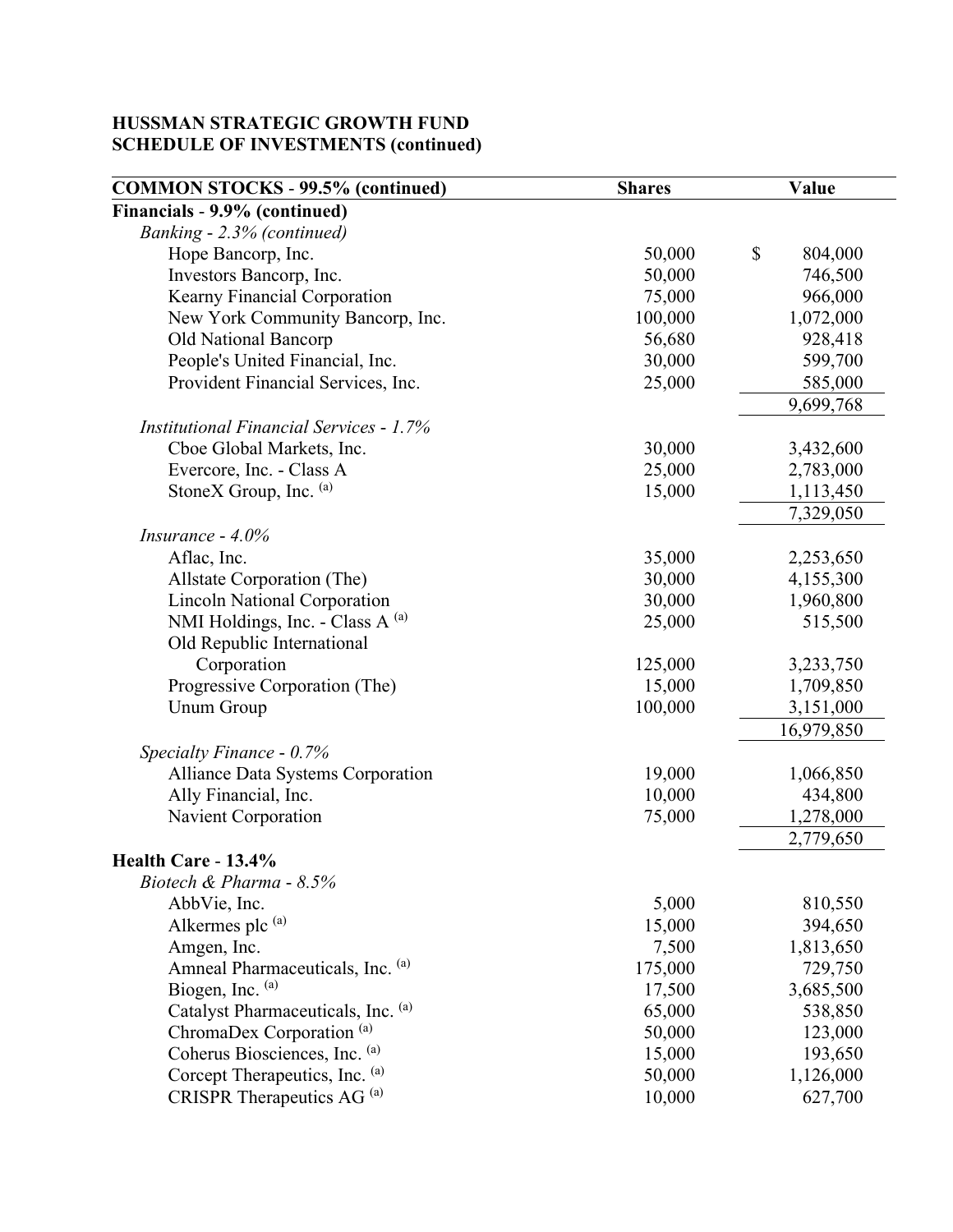**HUSSMAN STRATEGIC GROWTH FUND**
**SCHEDULE OF INVESTMENTS (continued)**

| COMMON STOCKS - 99.5% (continued) | Shares | Value |
|---|---|---|
| **Financials - 9.9% (continued)** | | |
| *Banking - 2.3% (continued)* | | |
| Hope Bancorp, Inc. | 50,000 | $ 804,000 |
| Investors Bancorp, Inc. | 50,000 | 746,500 |
| Kearny Financial Corporation | 75,000 | 966,000 |
| New York Community Bancorp, Inc. | 100,000 | 1,072,000 |
| Old National Bancorp | 56,680 | 928,418 |
| People's United Financial, Inc. | 30,000 | 599,700 |
| Provident Financial Services, Inc. | 25,000 | 585,000 |
| | | 9,699,768 |
| *Institutional Financial Services - 1.7%* | | |
| Cboe Global Markets, Inc. | 30,000 | 3,432,600 |
| Evercore, Inc. - Class A | 25,000 | 2,783,000 |
| StoneX Group, Inc. [(a)] | 15,000 | 1,113,450 |
| | | 7,329,050 |
| *Insurance - 4.0%* | | |
| Aflac, Inc. | 35,000 | 2,253,650 |
| Allstate Corporation (The) | 30,000 | 4,155,300 |
| Lincoln National Corporation | 30,000 | 1,960,800 |
| NMI Holdings, Inc. - Class A [(a)] | 25,000 | 515,500 |
| Old Republic International Corporation | 125,000 | 3,233,750 |
| Progressive Corporation (The) | 15,000 | 1,709,850 |
| Unum Group | 100,000 | 3,151,000 |
| | | 16,979,850 |
| *Specialty Finance - 0.7%* | | |
| Alliance Data Systems Corporation | 19,000 | 1,066,850 |
| Ally Financial, Inc. | 10,000 | 434,800 |
| Navient Corporation | 75,000 | 1,278,000 |
| | | 2,779,650 |
| **Health Care - 13.4%** | | |
| *Biotech & Pharma - 8.5%* | | |
| AbbVie, Inc. | 5,000 | 810,550 |
| Alkermes plc [(a)] | 15,000 | 394,650 |
| Amgen, Inc. | 7,500 | 1,813,650 |
| Amneal Pharmaceuticals, Inc. [(a)] | 175,000 | 729,750 |
| Biogen, Inc. [(a)] | 17,500 | 3,685,500 |
| Catalyst Pharmaceuticals, Inc. [(a)] | 65,000 | 538,850 |
| ChromaDex Corporation [(a)] | 50,000 | 123,000 |
| Coherus Biosciences, Inc. [(a)] | 15,000 | 193,650 |
| Corcept Therapeutics, Inc. [(a)] | 50,000 | 1,126,000 |
| CRISPR Therapeutics AG [(a)] | 10,000 | 627,700 |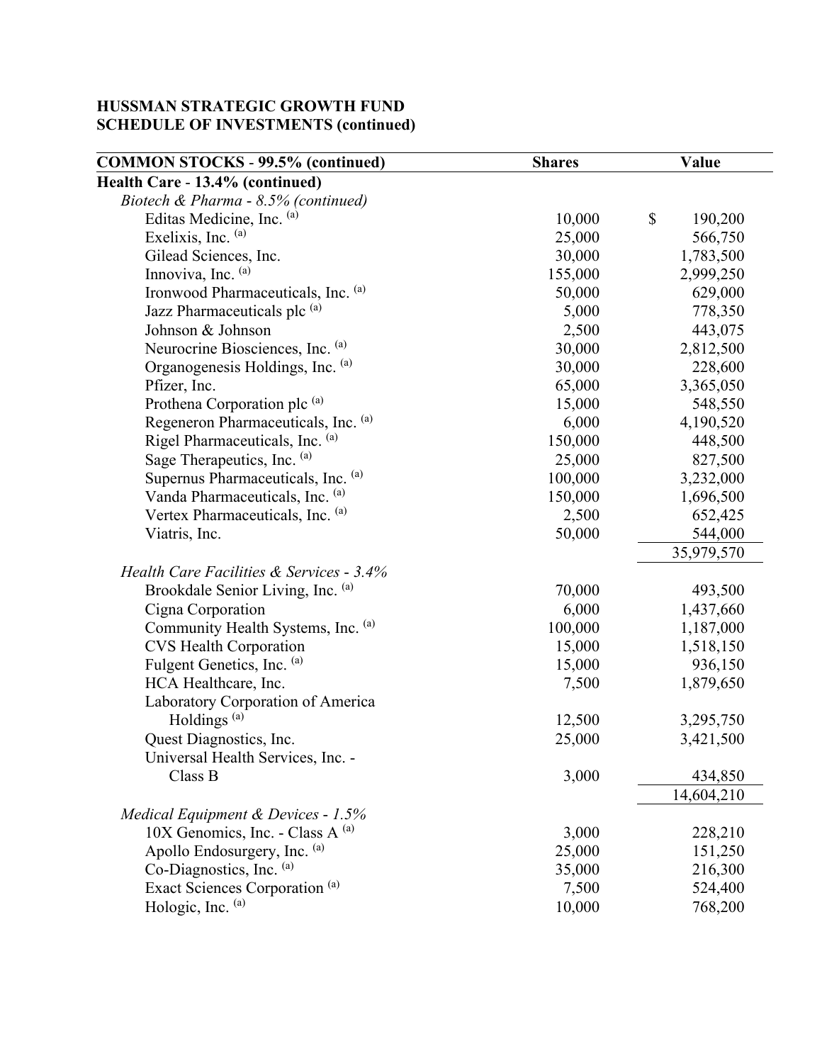**HUSSMAN STRATEGIC GROWTH FUND**
**SCHEDULE OF INVESTMENTS (continued)**

| COMMON STOCKS - 99.5% (continued) | Shares | Value |
|---|---|---|
| **Health Care - 13.4% (continued)** | | |
| *Biotech & Pharma - 8.5% (continued)* | | |
| Editas Medicine, Inc. [(a)] | 10,000 | $ 190,200 |
| Exelixis, Inc. [(a)] | 25,000 | 566,750 |
| Gilead Sciences, Inc. | 30,000 | 1,783,500 |
| Innoviva, Inc. [(a)] | 155,000 | 2,999,250 |
| Ironwood Pharmaceuticals, Inc. [(a)] | 50,000 | 629,000 |
| Jazz Pharmaceuticals plc [(a)] | 5,000 | 778,350 |
| Johnson & Johnson | 2,500 | 443,075 |
| Neurocrine Biosciences, Inc. [(a)] | 30,000 | 2,812,500 |
| Organogenesis Holdings, Inc. [(a)] | 30,000 | 228,600 |
| Pfizer, Inc. | 65,000 | 3,365,050 |
| Prothena Corporation plc [(a)] | 15,000 | 548,550 |
| Regeneron Pharmaceuticals, Inc. [(a)] | 6,000 | 4,190,520 |
| Rigel Pharmaceuticals, Inc. [(a)] | 150,000 | 448,500 |
| Sage Therapeutics, Inc. [(a)] | 25,000 | 827,500 |
| Supernus Pharmaceuticals, Inc. [(a)] | 100,000 | 3,232,000 |
| Vanda Pharmaceuticals, Inc. [(a)] | 150,000 | 1,696,500 |
| Vertex Pharmaceuticals, Inc. [(a)] | 2,500 | 652,425 |
| Viatris, Inc. | 50,000 | 544,000 |
| | | 35,979,570 |
| *Health Care Facilities & Services - 3.4%* | | |
| Brookdale Senior Living, Inc. [(a)] | 70,000 | 493,500 |
| Cigna Corporation | 6,000 | 1,437,660 |
| Community Health Systems, Inc. [(a)] | 100,000 | 1,187,000 |
| CVS Health Corporation | 15,000 | 1,518,150 |
| Fulgent Genetics, Inc. [(a)] | 15,000 | 936,150 |
| HCA Healthcare, Inc. | 7,500 | 1,879,650 |
| Laboratory Corporation of America Holdings [(a)] | 12,500 | 3,295,750 |
| Quest Diagnostics, Inc. | 25,000 | 3,421,500 |
| Universal Health Services, Inc. - Class B | 3,000 | 434,850 |
| | | 14,604,210 |
| *Medical Equipment & Devices - 1.5%* | | |
| 10X Genomics, Inc. - Class A [(a)] | 3,000 | 228,210 |
| Apollo Endosurgery, Inc. [(a)] | 25,000 | 151,250 |
| Co-Diagnostics, Inc. [(a)] | 35,000 | 216,300 |
| Exact Sciences Corporation [(a)] | 7,500 | 524,400 |
| Hologic, Inc. [(a)] | 10,000 | 768,200 |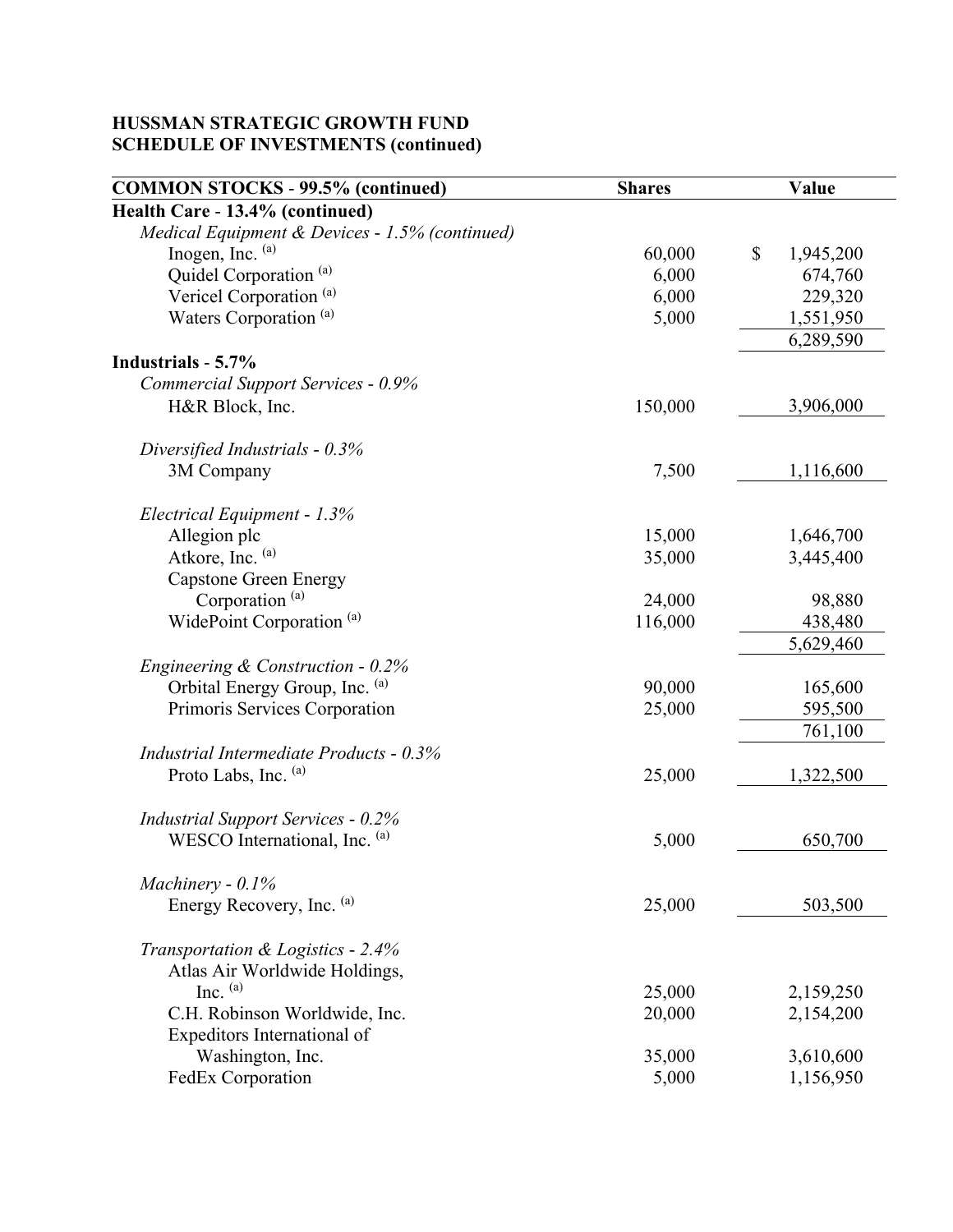**HUSSMAN STRATEGIC GROWTH FUND**
**SCHEDULE OF INVESTMENTS (continued)**

| **COMMON STOCKS - 99.5% (continued)** | **Shares** | **Value** |
|---|---|---|
| **Health Care - 13.4% (continued)** | | |
| *Medical Equipment & Devices - 1.5% (continued)* | | |
| Inogen, Inc. (a) | 60,000 | $ 1,945,200 |
| Quidel Corporation (a) | 6,000 | 674,760 |
| Vericel Corporation (a) | 6,000 | 229,320 |
| Waters Corporation (a) | 5,000 | 1,551,950 |
| | | 6,289,590 |
| **Industrials - 5.7%** | | |
| *Commercial Support Services - 0.9%* | | |
| H&R Block, Inc. | 150,000 | 3,906,000 |
| *Diversified Industrials - 0.3%* | | |
| 3M Company | 7,500 | 1,116,600 |
| *Electrical Equipment - 1.3%* | | |
| Allegion plc | 15,000 | 1,646,700 |
| Atkore, Inc. (a) | 35,000 | 3,445,400 |
| Capstone Green Energy Corporation (a) | 24,000 | 98,880 |
| WidePoint Corporation (a) | 116,000 | 438,480 |
| | | 5,629,460 |
| *Engineering & Construction - 0.2%* | | |
| Orbital Energy Group, Inc. (a) | 90,000 | 165,600 |
| Primoris Services Corporation | 25,000 | 595,500 |
| | | 761,100 |
| *Industrial Intermediate Products - 0.3%* | | |
| Proto Labs, Inc. (a) | 25,000 | 1,322,500 |
| *Industrial Support Services - 0.2%* | | |
| WESCO International, Inc. (a) | 5,000 | 650,700 |
| *Machinery - 0.1%* | | |
| Energy Recovery, Inc. (a) | 25,000 | 503,500 |
| *Transportation & Logistics - 2.4%* | | |
| Atlas Air Worldwide Holdings, Inc. (a) | 25,000 | 2,159,250 |
| C.H. Robinson Worldwide, Inc. | 20,000 | 2,154,200 |
| Expeditors International of Washington, Inc. | 35,000 | 3,610,600 |
| FedEx Corporation | 5,000 | 1,156,950 |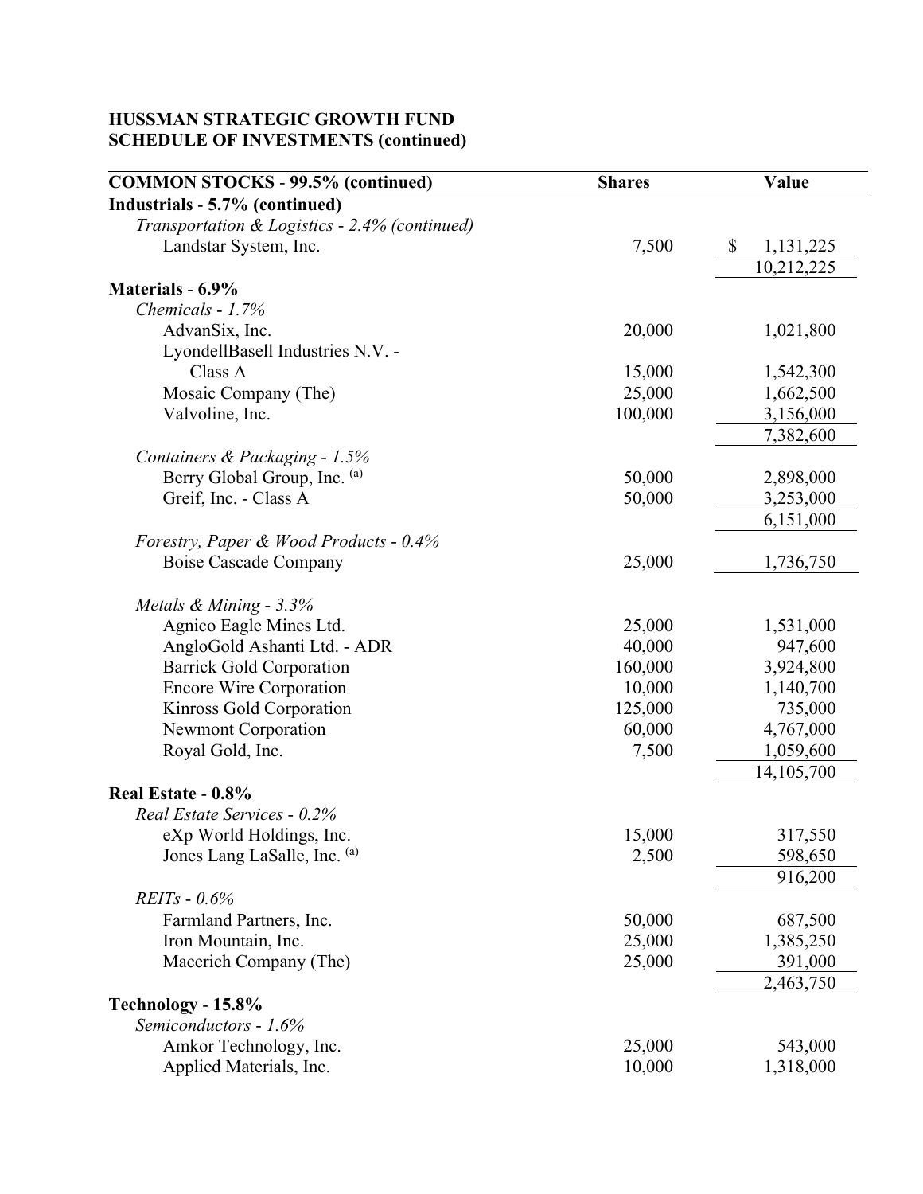**HUSSMAN STRATEGIC GROWTH FUND**
**SCHEDULE OF INVESTMENTS (continued)**

| COMMON STOCKS - 99.5% (continued) | Shares | Value |
|---|---|---|
| **Industrials - 5.7% (continued)** | | |
| *Transportation & Logistics - 2.4% (continued)* | | |
| Landstar System, Inc. | 7,500 | $ 1,131,225 |
| | | 10,212,225 |
| **Materials - 6.9%** | | |
| *Chemicals - 1.7%* | | |
| AdvanSix, Inc. | 20,000 | 1,021,800 |
| LyondellBasell Industries N.V. - Class A | 15,000 | 1,542,300 |
| Mosaic Company (The) | 25,000 | 1,662,500 |
| Valvoline, Inc. | 100,000 | 3,156,000 |
| | | 7,382,600 |
| *Containers & Packaging - 1.5%* | | |
| Berry Global Group, Inc. [(a)] | 50,000 | 2,898,000 |
| Greif, Inc. - Class A | 50,000 | 3,253,000 |
| | | 6,151,000 |
| *Forestry, Paper & Wood Products - 0.4%* | | |
| Boise Cascade Company | 25,000 | 1,736,750 |
| *Metals & Mining - 3.3%* | | |
| Agnico Eagle Mines Ltd. | 25,000 | 1,531,000 |
| AngloGold Ashanti Ltd. - ADR | 40,000 | 947,600 |
| Barrick Gold Corporation | 160,000 | 3,924,800 |
| Encore Wire Corporation | 10,000 | 1,140,700 |
| Kinross Gold Corporation | 125,000 | 735,000 |
| Newmont Corporation | 60,000 | 4,767,000 |
| Royal Gold, Inc. | 7,500 | 1,059,600 |
| | | 14,105,700 |
| **Real Estate - 0.8%** | | |
| *Real Estate Services - 0.2%* | | |
| eXp World Holdings, Inc. | 15,000 | 317,550 |
| Jones Lang LaSalle, Inc. [(a)] | 2,500 | 598,650 |
| | | 916,200 |
| *REITs - 0.6%* | | |
| Farmland Partners, Inc. | 50,000 | 687,500 |
| Iron Mountain, Inc. | 25,000 | 1,385,250 |
| Macerich Company (The) | 25,000 | 391,000 |
| | | 2,463,750 |
| **Technology - 15.8%** | | |
| *Semiconductors - 1.6%* | | |
| Amkor Technology, Inc. | 25,000 | 543,000 |
| Applied Materials, Inc. | 10,000 | 1,318,000 |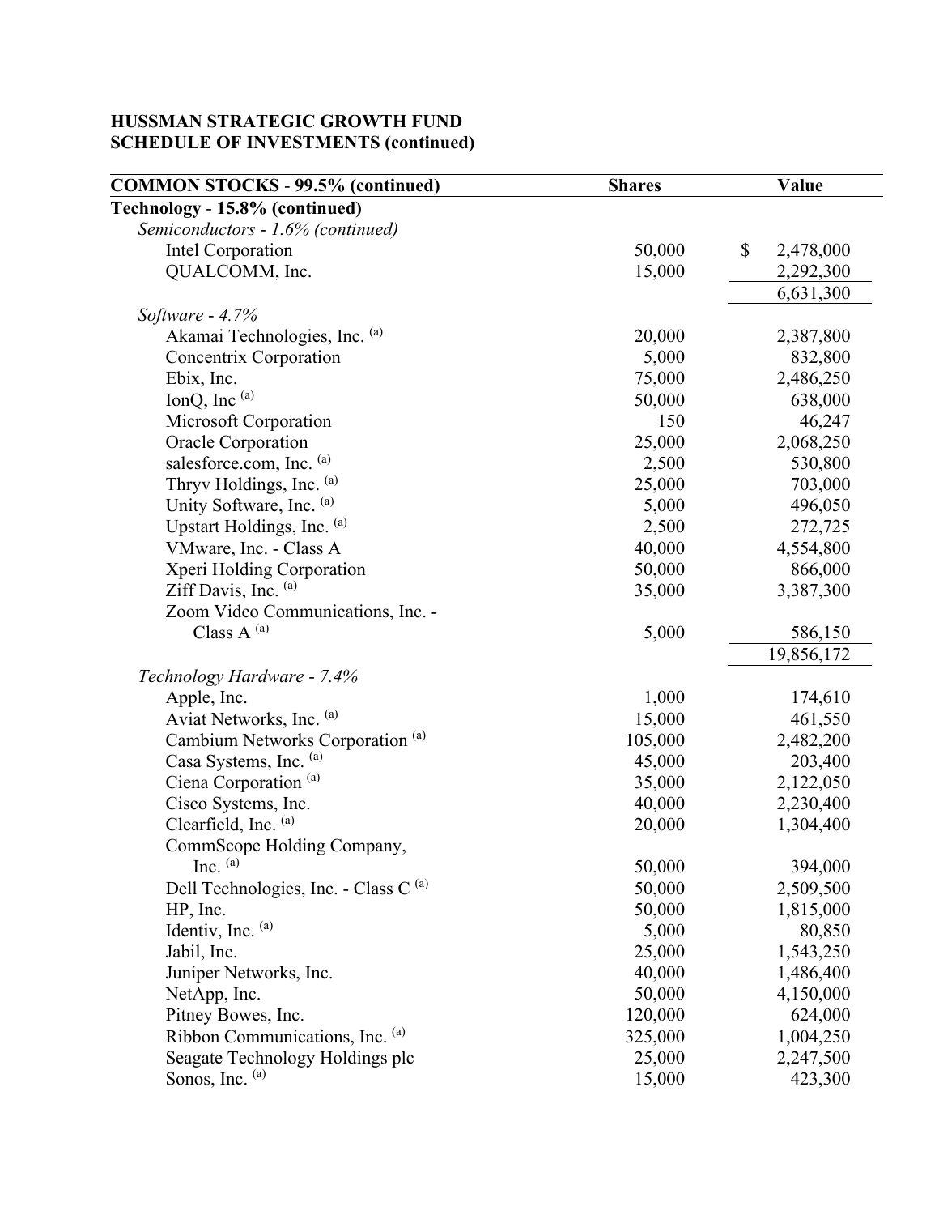**HUSSMAN STRATEGIC GROWTH FUND**
**SCHEDULE OF INVESTMENTS (continued)**

| COMMON STOCKS - 99.5% (continued) | Shares | Value |
|---|---|---|
| **Technology - 15.8% (continued)** | | |
| *Semiconductors - 1.6% (continued)* | | |
| Intel Corporation | 50,000 | $ 2,478,000 |
| QUALCOMM, Inc. | 15,000 | 2,292,300 |
| | | 6,631,300 |
| *Software - 4.7%* | | |
| Akamai Technologies, Inc. [(a)] | 20,000 | 2,387,800 |
| Concentrix Corporation | 5,000 | 832,800 |
| Ebix, Inc. | 75,000 | 2,486,250 |
| IonQ, Inc [(a)] | 50,000 | 638,000 |
| Microsoft Corporation | 150 | 46,247 |
| Oracle Corporation | 25,000 | 2,068,250 |
| salesforce.com, Inc. [(a)] | 2,500 | 530,800 |
| Thryv Holdings, Inc. [(a)] | 25,000 | 703,000 |
| Unity Software, Inc. [(a)] | 5,000 | 496,050 |
| Upstart Holdings, Inc. [(a)] | 2,500 | 272,725 |
| VMware, Inc. - Class A | 40,000 | 4,554,800 |
| Xperi Holding Corporation | 50,000 | 866,000 |
| Ziff Davis, Inc. [(a)] | 35,000 | 3,387,300 |
| Zoom Video Communications, Inc. - Class A [(a)] | 5,000 | 586,150 |
| | | 19,856,172 |
| *Technology Hardware - 7.4%* | | |
| Apple, Inc. | 1,000 | 174,610 |
| Aviat Networks, Inc. [(a)] | 15,000 | 461,550 |
| Cambium Networks Corporation [(a)] | 105,000 | 2,482,200 |
| Casa Systems, Inc. [(a)] | 45,000 | 203,400 |
| Ciena Corporation [(a)] | 35,000 | 2,122,050 |
| Cisco Systems, Inc. | 40,000 | 2,230,400 |
| Clearfield, Inc. [(a)] | 20,000 | 1,304,400 |
| CommScope Holding Company, Inc. [(a)] | 50,000 | 394,000 |
| Dell Technologies, Inc. - Class C [(a)] | 50,000 | 2,509,500 |
| HP, Inc. | 50,000 | 1,815,000 |
| Identiv, Inc. [(a)] | 5,000 | 80,850 |
| Jabil, Inc. | 25,000 | 1,543,250 |
| Juniper Networks, Inc. | 40,000 | 1,486,400 |
| NetApp, Inc. | 50,000 | 4,150,000 |
| Pitney Bowes, Inc. | 120,000 | 624,000 |
| Ribbon Communications, Inc. [(a)] | 325,000 | 1,004,250 |
| Seagate Technology Holdings plc | 25,000 | 2,247,500 |
| Sonos, Inc. [(a)] | 15,000 | 423,300 |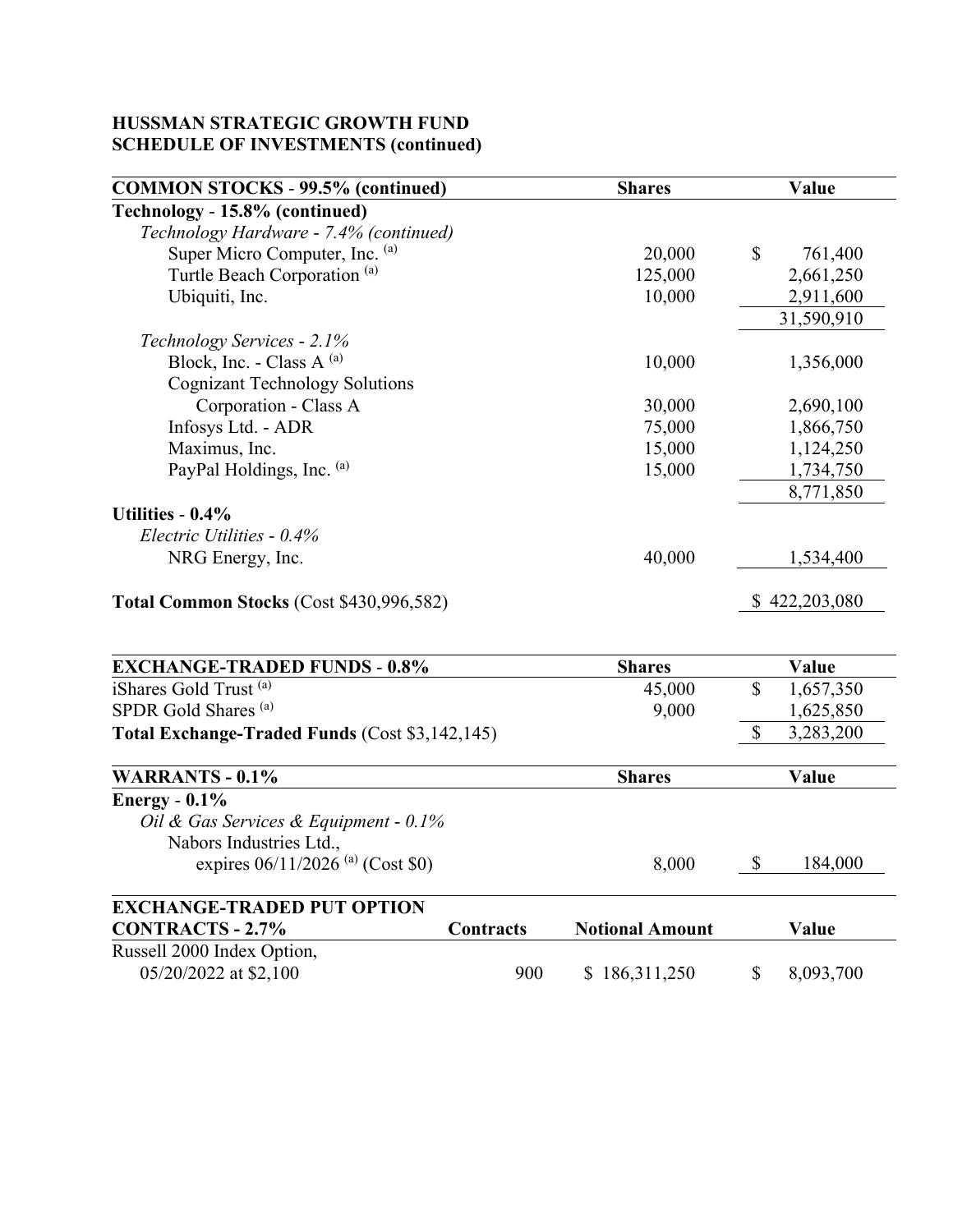## HUSSMAN STRATEGIC GROWTH FUND
## SCHEDULE OF INVESTMENTS (continued)

| COMMON STOCKS - 99.5% (continued) | Shares | Value |
|---|---|---|
| **Technology - 15.8% (continued)** | | |
| *Technology Hardware - 7.4% (continued)* | | |
| Super Micro Computer, Inc. [(a)] | 20,000 | $ 761,400 |
| Turtle Beach Corporation [(a)] | 125,000 | 2,661,250 |
| Ubiquiti, Inc. | 10,000 | 2,911,600 |
| | | 31,590,910 |
| *Technology Services - 2.1%* | | |
| Block, Inc. - Class A [(a)] | 10,000 | 1,356,000 |
| Cognizant Technology Solutions Corporation - Class A | 30,000 | 2,690,100 |
| Infosys Ltd. - ADR | 75,000 | 1,866,750 |
| Maximus, Inc. | 15,000 | 1,124,250 |
| PayPal Holdings, Inc. [(a)] | 15,000 | 1,734,750 |
| | | 8,771,850 |
| **Utilities - 0.4%** | | |
| *Electric Utilities - 0.4%* | | |
| NRG Energy, Inc. | 40,000 | 1,534,400 |
| **Total Common Stocks** (Cost $430,996,582) | | $ 422,203,080 |

| EXCHANGE-TRADED FUNDS - 0.8% | Shares | Value |
|---|---|---|
| iShares Gold Trust [(a)] | 45,000 | $ 1,657,350 |
| SPDR Gold Shares [(a)] | 9,000 | 1,625,850 |
| **Total Exchange-Traded Funds** (Cost $3,142,145) | | $ 3,283,200 |

| WARRANTS - 0.1% | Shares | Value |
|---|---|---|
| **Energy - 0.1%** | | |
| *Oil & Gas Services & Equipment - 0.1%* | | |
| Nabors Industries Ltd., expires 06/11/2026 [(a)] (Cost $0) | 8,000 | $ 184,000 |

| EXCHANGE-TRADED PUT OPTION CONTRACTS - 2.7% | Contracts | Notional Amount | Value |
|---|---|---|---|
| Russell 2000 Index Option, 05/20/2022 at $2,100 | 900 | $ 186,311,250 | $ 8,093,700 |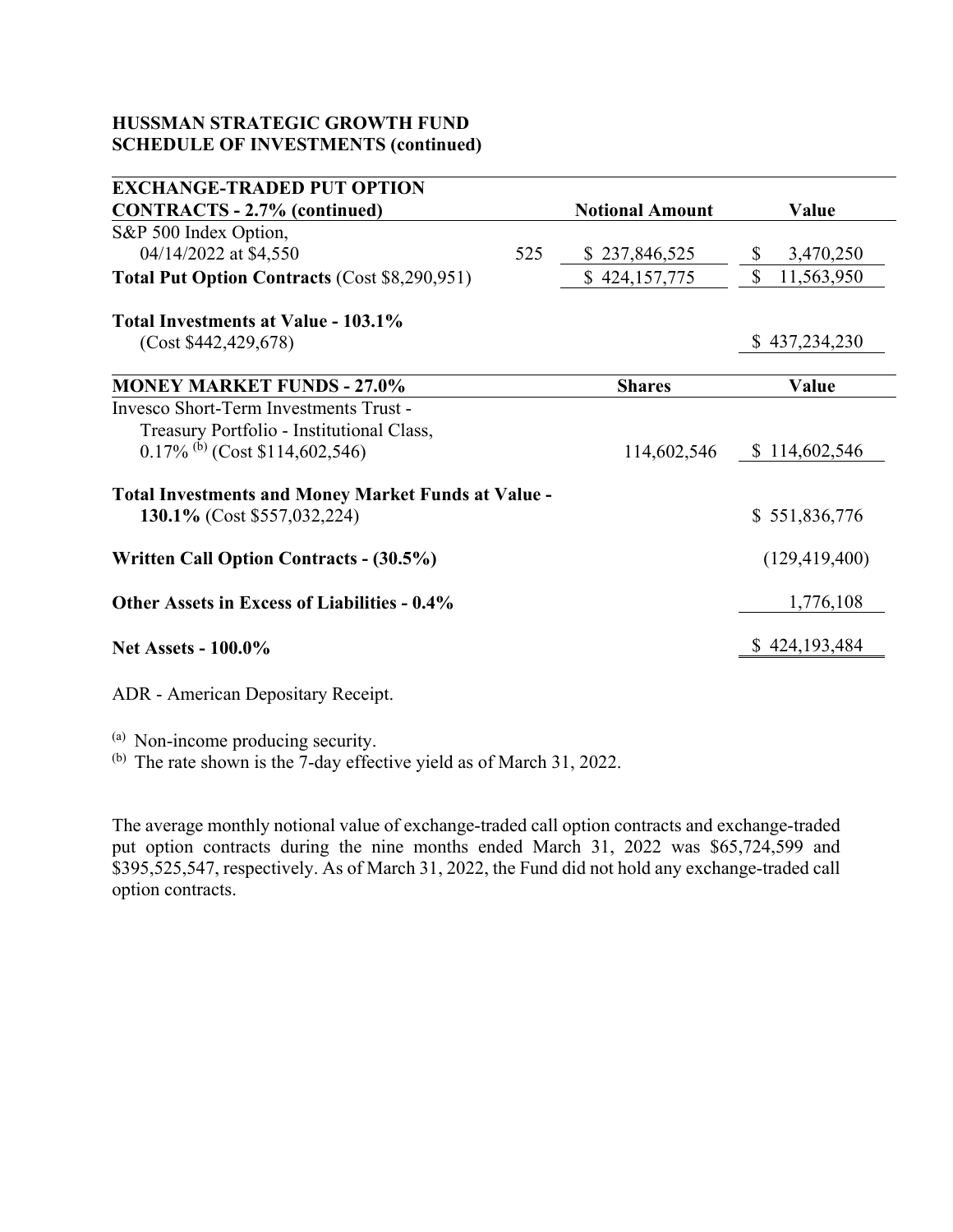**HUSSMAN STRATEGIC GROWTH FUND**
**SCHEDULE OF INVESTMENTS (continued)**

| EXCHANGE-TRADED PUT OPTION CONTRACTS - 2.7% (continued) | | Notional Amount | Value |
|---|---|---|---|
| S&P 500 Index Option, 04/14/2022 at $4,550 | 525 | $ 237,846,525 | $ 3,470,250 |
| **Total Put Option Contracts** (Cost $8,290,951) | | $ 424,157,775 | $ 11,563,950 |
| | | | |
| **Total Investments at Value - 103.1%** (Cost $442,429,678) | | | $ 437,234,230 |

| MONEY MARKET FUNDS - 27.0% | Shares | Value |
|---|---|---|
| Invesco Short-Term Investments Trust - Treasury Portfolio - Institutional Class, 0.17% [(b)] (Cost $114,602,546) | 114,602,546 | $ 114,602,546 |
| | | |
| **Total Investments and Money Market Funds at Value - 130.1%** (Cost $557,032,224) | | $ 551,836,776 |
| | | |
| **Written Call Option Contracts - (30.5%)** | | (129,419,400) |
| | | |
| **Other Assets in Excess of Liabilities - 0.4%** | | 1,776,108 |
| | | |
| **Net Assets - 100.0%** | | $ 424,193,484 |

ADR - American Depositary Receipt.

(a) Non-income producing security.

(b) The rate shown is the 7-day effective yield as of March 31, 2022.

The average monthly notional value of exchange-traded call option contracts and exchange-traded put option contracts during the nine months ended March 31, 2022 was $65,724,599 and $395,525,547, respectively. As of March 31, 2022, the Fund did not hold any exchange-traded call option contracts.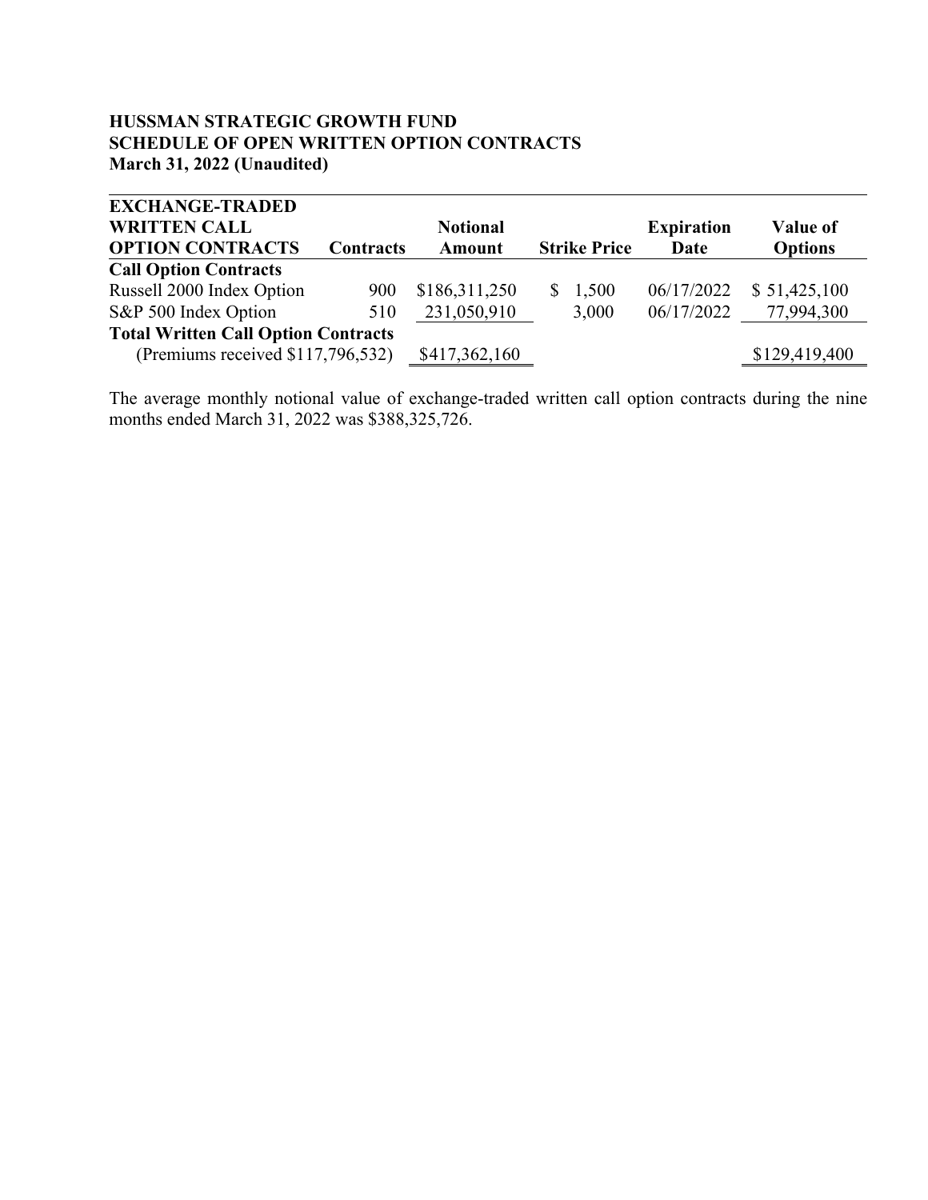**HUSSMAN STRATEGIC GROWTH FUND**
**SCHEDULE OF OPEN WRITTEN OPTION CONTRACTS**
**March 31, 2022 (Unaudited)**

| EXCHANGE-TRADED WRITTEN CALL OPTION CONTRACTS | Contracts | Notional Amount | Strike Price | Expiration Date | Value of Options |
|---|---|---|---|---|---|
| **Call Option Contracts** | | | | | |
| Russell 2000 Index Option | 900 | $186,311,250 | $ 1,500 | 06/17/2022 | $ 51,425,100 |
| S&P 500 Index Option | 510 | 231,050,910 | 3,000 | 06/17/2022 | 77,994,300 |
| **Total Written Call Option Contracts** (Premiums received $117,796,532) | | $417,362,160 | | | $129,419,400 |

The average monthly notional value of exchange-traded written call option contracts during the nine months ended March 31, 2022 was $388,325,726.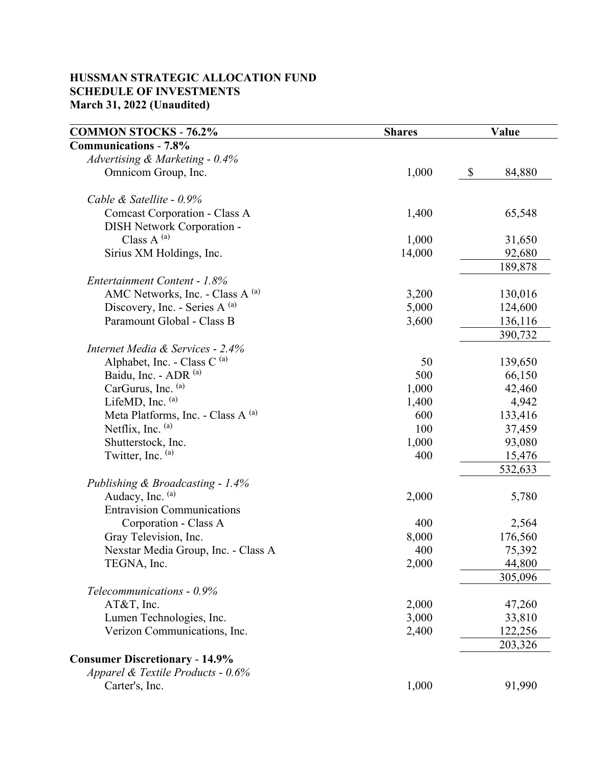**HUSSMAN STRATEGIC ALLOCATION FUND**
**SCHEDULE OF INVESTMENTS**
**March 31, 2022 (Unaudited)**

| COMMON STOCKS - 76.2% | Shares | Value |
|---|---|---|
| **Communications - 7.8%** | | |
| *Advertising & Marketing - 0.4%* | | |
| Omnicom Group, Inc. | 1,000 | $ 84,880 |
| | | |
| *Cable & Satellite - 0.9%* | | |
| Comcast Corporation - Class A | 1,400 | 65,548 |
| DISH Network Corporation - Class A [(a)] | 1,000 | 31,650 |
| Sirius XM Holdings, Inc. | 14,000 | 92,680 |
| | | 189,878 |
| *Entertainment Content - 1.8%* | | |
| AMC Networks, Inc. - Class A [(a)] | 3,200 | 130,016 |
| Discovery, Inc. - Series A [(a)] | 5,000 | 124,600 |
| Paramount Global - Class B | 3,600 | 136,116 |
| | | 390,732 |
| *Internet Media & Services - 2.4%* | | |
| Alphabet, Inc. - Class C [(a)] | 50 | 139,650 |
| Baidu, Inc. - ADR [(a)] | 500 | 66,150 |
| CarGurus, Inc. [(a)] | 1,000 | 42,460 |
| LifeMD, Inc. [(a)] | 1,400 | 4,942 |
| Meta Platforms, Inc. - Class A [(a)] | 600 | 133,416 |
| Netflix, Inc. [(a)] | 100 | 37,459 |
| Shutterstock, Inc. | 1,000 | 93,080 |
| Twitter, Inc. [(a)] | 400 | 15,476 |
| | | 532,633 |
| *Publishing & Broadcasting - 1.4%* | | |
| Audacy, Inc. [(a)] | 2,000 | 5,780 |
| Entravision Communications Corporation - Class A | 400 | 2,564 |
| Gray Television, Inc. | 8,000 | 176,560 |
| Nexstar Media Group, Inc. - Class A | 400 | 75,392 |
| TEGNA, Inc. | 2,000 | 44,800 |
| | | 305,096 |
| *Telecommunications - 0.9%* | | |
| AT&T, Inc. | 2,000 | 47,260 |
| Lumen Technologies, Inc. | 3,000 | 33,810 |
| Verizon Communications, Inc. | 2,400 | 122,256 |
| | | 203,326 |
| **Consumer Discretionary - 14.9%** | | |
| *Apparel & Textile Products - 0.6%* | | |
| Carter's, Inc. | 1,000 | 91,990 |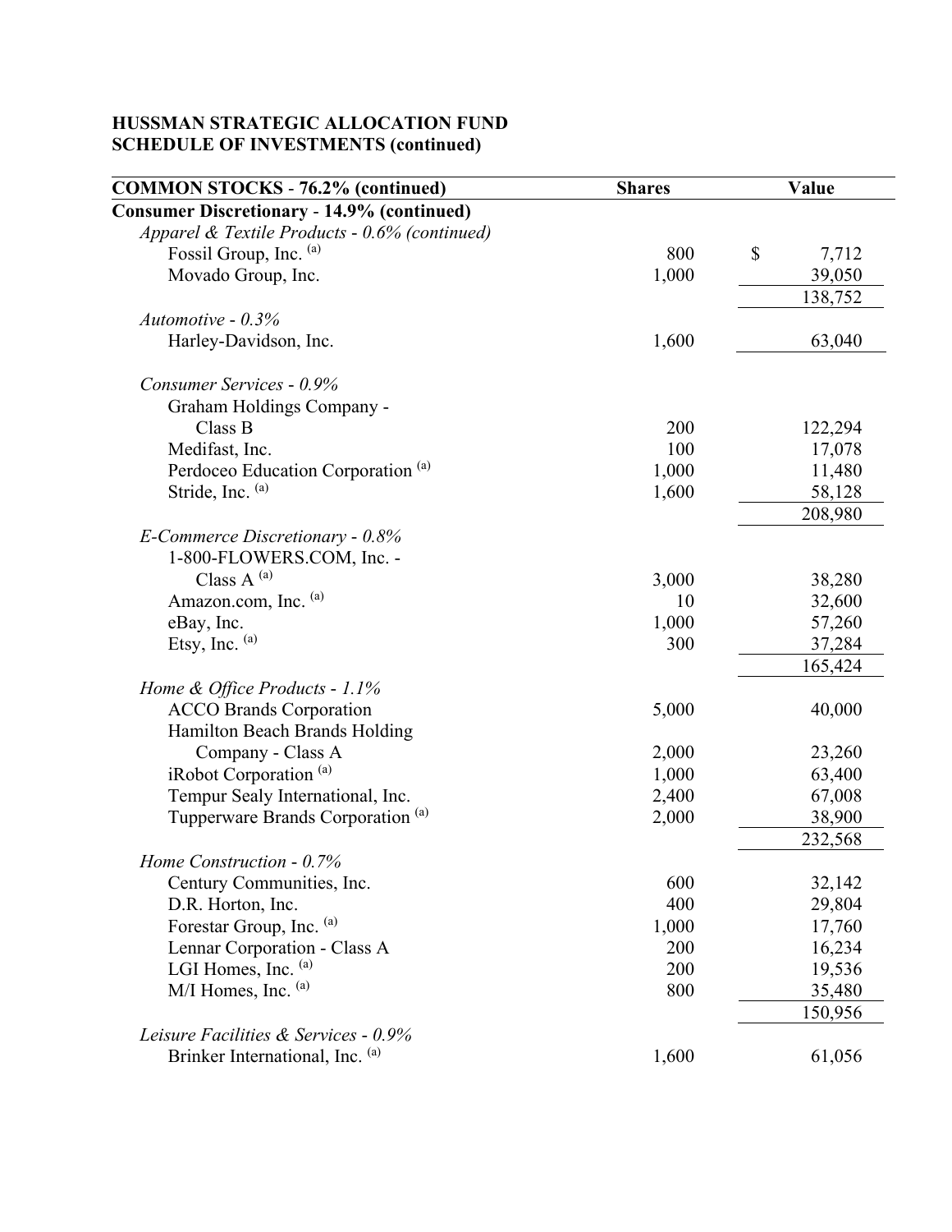**HUSSMAN STRATEGIC ALLOCATION FUND**
**SCHEDULE OF INVESTMENTS (continued)**

| COMMON STOCKS - 76.2% (continued) | Shares | Value |
|---|---|---|
| **Consumer Discretionary - 14.9% (continued)** | | |
| *Apparel & Textile Products - 0.6% (continued)* | | |
| Fossil Group, Inc. [(a)] | 800 | $ 7,712 |
| Movado Group, Inc. | 1,000 | 39,050 |
| | | 138,752 |
| *Automotive - 0.3%* | | |
| Harley-Davidson, Inc. | 1,600 | 63,040 |
| *Consumer Services - 0.9%* | | |
| Graham Holdings Company - Class B | 200 | 122,294 |
| Medifast, Inc. | 100 | 17,078 |
| Perdoceo Education Corporation [(a)] | 1,000 | 11,480 |
| Stride, Inc. [(a)] | 1,600 | 58,128 |
| | | 208,980 |
| *E-Commerce Discretionary - 0.8%* | | |
| 1-800-FLOWERS.COM, Inc. - Class A [(a)] | 3,000 | 38,280 |
| Amazon.com, Inc. [(a)] | 10 | 32,600 |
| eBay, Inc. | 1,000 | 57,260 |
| Etsy, Inc. [(a)] | 300 | 37,284 |
| | | 165,424 |
| *Home & Office Products - 1.1%* | | |
| ACCO Brands Corporation | 5,000 | 40,000 |
| Hamilton Beach Brands Holding Company - Class A | 2,000 | 23,260 |
| iRobot Corporation [(a)] | 1,000 | 63,400 |
| Tempur Sealy International, Inc. | 2,400 | 67,008 |
| Tupperware Brands Corporation [(a)] | 2,000 | 38,900 |
| | | 232,568 |
| *Home Construction - 0.7%* | | |
| Century Communities, Inc. | 600 | 32,142 |
| D.R. Horton, Inc. | 400 | 29,804 |
| Forestar Group, Inc. [(a)] | 1,000 | 17,760 |
| Lennar Corporation - Class A | 200 | 16,234 |
| LGI Homes, Inc. [(a)] | 200 | 19,536 |
| M/I Homes, Inc. [(a)] | 800 | 35,480 |
| | | 150,956 |
| *Leisure Facilities & Services - 0.9%* | | |
| Brinker International, Inc. [(a)] | 1,600 | 61,056 |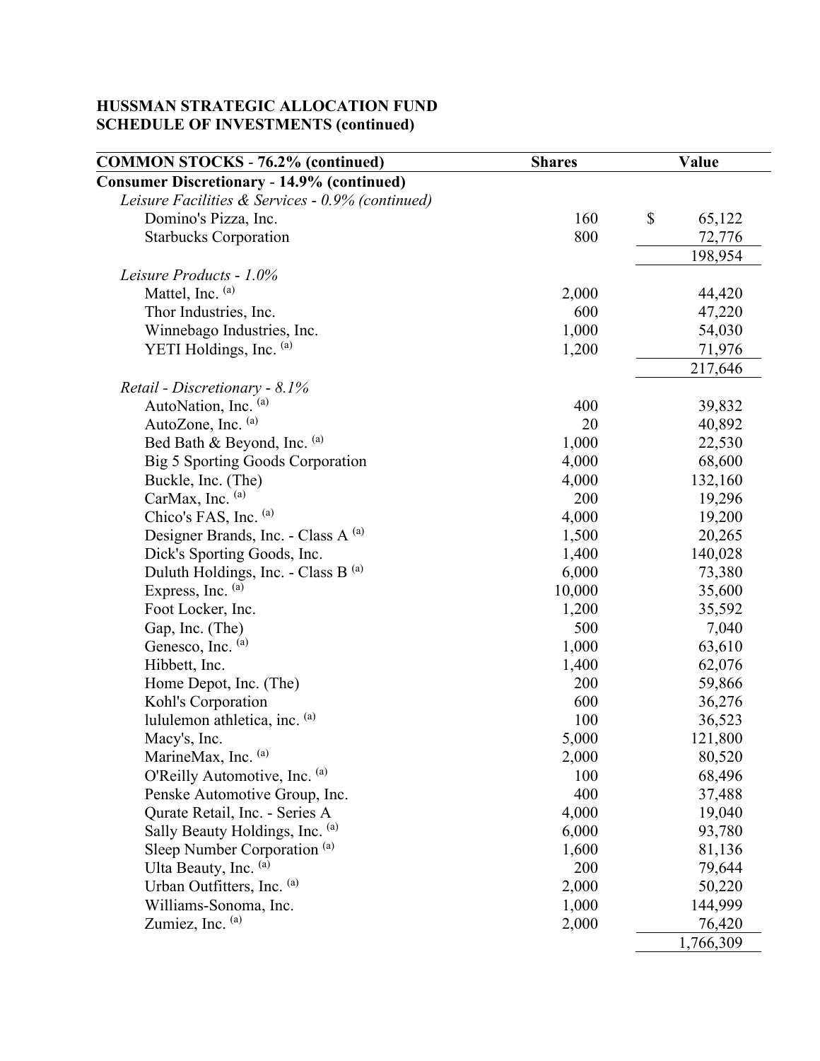**HUSSMAN STRATEGIC ALLOCATION FUND**
**SCHEDULE OF INVESTMENTS (continued)**

| COMMON STOCKS - 76.2% (continued) | Shares | Value |
|---|---|---|
| **Consumer Discretionary - 14.9% (continued)** | | |
| *Leisure Facilities & Services - 0.9% (continued)* | | |
| Domino's Pizza, Inc. | 160 | $ 65,122 |
| Starbucks Corporation | 800 | 72,776 |
| | | 198,954 |
| *Leisure Products - 1.0%* | | |
| Mattel, Inc. [(a)] | 2,000 | 44,420 |
| Thor Industries, Inc. | 600 | 47,220 |
| Winnebago Industries, Inc. | 1,000 | 54,030 |
| YETI Holdings, Inc. [(a)] | 1,200 | 71,976 |
| | | 217,646 |
| *Retail - Discretionary - 8.1%* | | |
| AutoNation, Inc. [(a)] | 400 | 39,832 |
| AutoZone, Inc. [(a)] | 20 | 40,892 |
| Bed Bath & Beyond, Inc. [(a)] | 1,000 | 22,530 |
| Big 5 Sporting Goods Corporation | 4,000 | 68,600 |
| Buckle, Inc. (The) | 4,000 | 132,160 |
| CarMax, Inc. [(a)] | 200 | 19,296 |
| Chico's FAS, Inc. [(a)] | 4,000 | 19,200 |
| Designer Brands, Inc. - Class A [(a)] | 1,500 | 20,265 |
| Dick's Sporting Goods, Inc. | 1,400 | 140,028 |
| Duluth Holdings, Inc. - Class B [(a)] | 6,000 | 73,380 |
| Express, Inc. [(a)] | 10,000 | 35,600 |
| Foot Locker, Inc. | 1,200 | 35,592 |
| Gap, Inc. (The) | 500 | 7,040 |
| Genesco, Inc. [(a)] | 1,000 | 63,610 |
| Hibbett, Inc. | 1,400 | 62,076 |
| Home Depot, Inc. (The) | 200 | 59,866 |
| Kohl's Corporation | 600 | 36,276 |
| lululemon athletica, inc. [(a)] | 100 | 36,523 |
| Macy's, Inc. | 5,000 | 121,800 |
| MarineMax, Inc. [(a)] | 2,000 | 80,520 |
| O'Reilly Automotive, Inc. [(a)] | 100 | 68,496 |
| Penske Automotive Group, Inc. | 400 | 37,488 |
| Qurate Retail, Inc. - Series A | 4,000 | 19,040 |
| Sally Beauty Holdings, Inc. [(a)] | 6,000 | 93,780 |
| Sleep Number Corporation [(a)] | 1,600 | 81,136 |
| Ulta Beauty, Inc. [(a)] | 200 | 79,644 |
| Urban Outfitters, Inc. [(a)] | 2,000 | 50,220 |
| Williams-Sonoma, Inc. | 1,000 | 144,999 |
| Zumiez, Inc. [(a)] | 2,000 | 76,420 |
| | | 1,766,309 |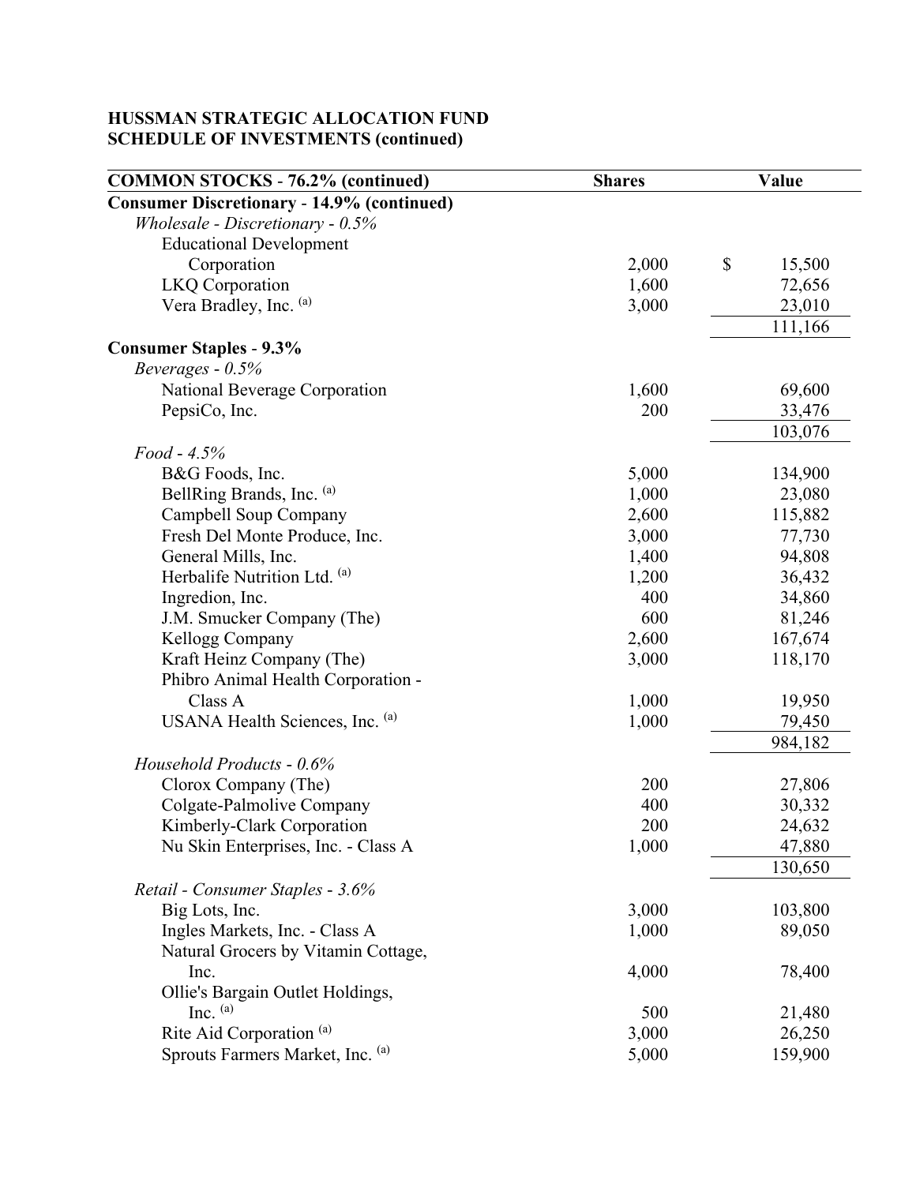**HUSSMAN STRATEGIC ALLOCATION FUND**
**SCHEDULE OF INVESTMENTS (continued)**

| COMMON STOCKS - 76.2% (continued) | Shares | Value |
|---|---|---|
| **Consumer Discretionary - 14.9% (continued)** | | |
| *Wholesale - Discretionary - 0.5%* | | |
| Educational Development Corporation | 2,000 | $ 15,500 |
| LKQ Corporation | 1,600 | 72,656 |
| Vera Bradley, Inc. (a) | 3,000 | 23,010 |
| | | 111,166 |
| **Consumer Staples - 9.3%** | | |
| *Beverages - 0.5%* | | |
| National Beverage Corporation | 1,600 | 69,600 |
| PepsiCo, Inc. | 200 | 33,476 |
| | | 103,076 |
| *Food - 4.5%* | | |
| B&G Foods, Inc. | 5,000 | 134,900 |
| BellRing Brands, Inc. (a) | 1,000 | 23,080 |
| Campbell Soup Company | 2,600 | 115,882 |
| Fresh Del Monte Produce, Inc. | 3,000 | 77,730 |
| General Mills, Inc. | 1,400 | 94,808 |
| Herbalife Nutrition Ltd. (a) | 1,200 | 36,432 |
| Ingredion, Inc. | 400 | 34,860 |
| J.M. Smucker Company (The) | 600 | 81,246 |
| Kellogg Company | 2,600 | 167,674 |
| Kraft Heinz Company (The) | 3,000 | 118,170 |
| Phibro Animal Health Corporation - Class A | 1,000 | 19,950 |
| USANA Health Sciences, Inc. (a) | 1,000 | 79,450 |
| | | 984,182 |
| *Household Products - 0.6%* | | |
| Clorox Company (The) | 200 | 27,806 |
| Colgate-Palmolive Company | 400 | 30,332 |
| Kimberly-Clark Corporation | 200 | 24,632 |
| Nu Skin Enterprises, Inc. - Class A | 1,000 | 47,880 |
| | | 130,650 |
| *Retail - Consumer Staples - 3.6%* | | |
| Big Lots, Inc. | 3,000 | 103,800 |
| Ingles Markets, Inc. - Class A | 1,000 | 89,050 |
| Natural Grocers by Vitamin Cottage, Inc. | 4,000 | 78,400 |
| Ollie's Bargain Outlet Holdings, Inc. (a) | 500 | 21,480 |
| Rite Aid Corporation (a) | 3,000 | 26,250 |
| Sprouts Farmers Market, Inc. (a) | 5,000 | 159,900 |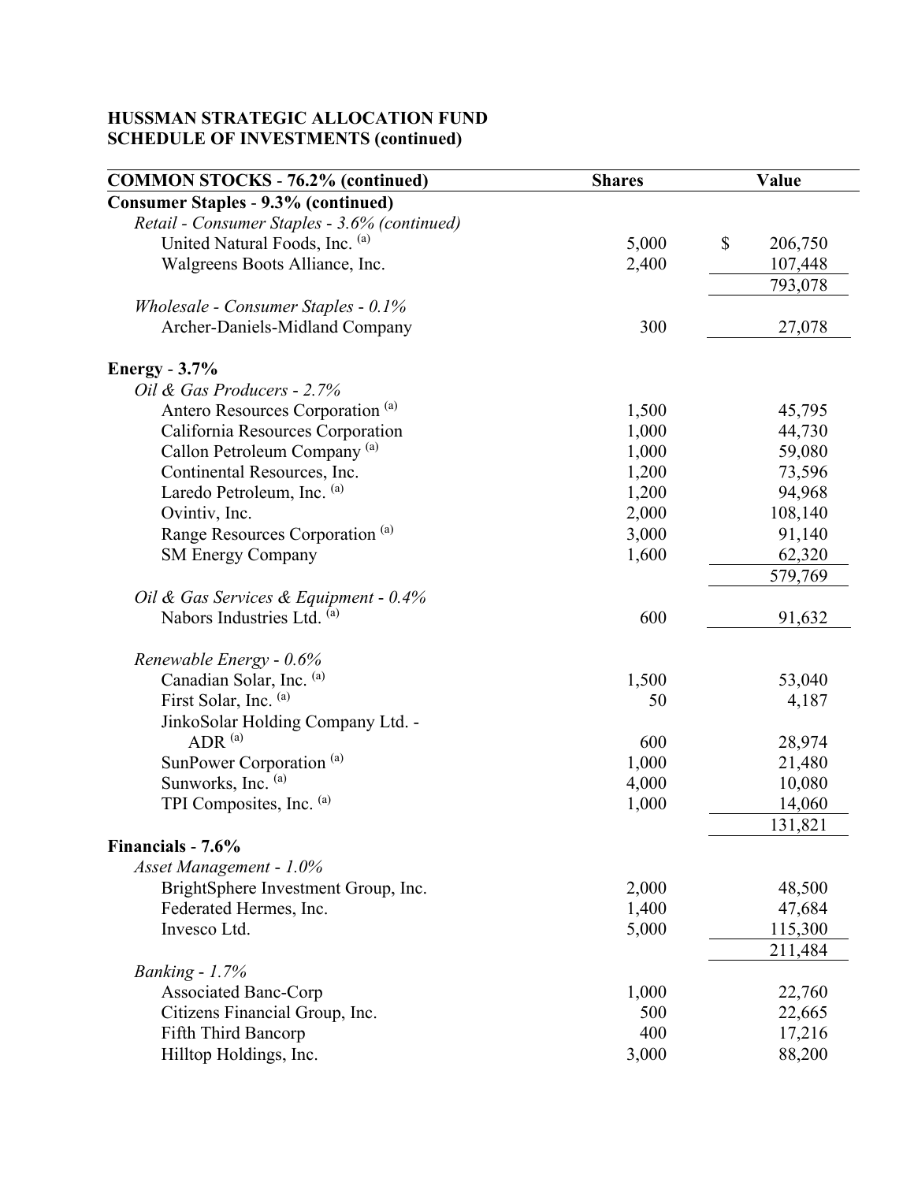## HUSSMAN STRATEGIC ALLOCATION FUND
## SCHEDULE OF INVESTMENTS (continued)

| COMMON STOCKS - 76.2% (continued) | Shares | Value |
|---|---|---|
| **Consumer Staples - 9.3% (continued)** | | |
| *Retail - Consumer Staples - 3.6% (continued)* | | |
| United Natural Foods, Inc. [(a)] | 5,000 | $ 206,750 |
| Walgreens Boots Alliance, Inc. | 2,400 | 107,448 |
| | | 793,078 |
| *Wholesale - Consumer Staples - 0.1%* | | |
| Archer-Daniels-Midland Company | 300 | 27,078 |
| **Energy - 3.7%** | | |
| *Oil & Gas Producers - 2.7%* | | |
| Antero Resources Corporation [(a)] | 1,500 | 45,795 |
| California Resources Corporation | 1,000 | 44,730 |
| Callon Petroleum Company [(a)] | 1,000 | 59,080 |
| Continental Resources, Inc. | 1,200 | 73,596 |
| Laredo Petroleum, Inc. [(a)] | 1,200 | 94,968 |
| Ovintiv, Inc. | 2,000 | 108,140 |
| Range Resources Corporation [(a)] | 3,000 | 91,140 |
| SM Energy Company | 1,600 | 62,320 |
| | | 579,769 |
| *Oil & Gas Services & Equipment - 0.4%* | | |
| Nabors Industries Ltd. [(a)] | 600 | 91,632 |
| *Renewable Energy - 0.6%* | | |
| Canadian Solar, Inc. [(a)] | 1,500 | 53,040 |
| First Solar, Inc. [(a)] | 50 | 4,187 |
| JinkoSolar Holding Company Ltd. - ADR [(a)] | 600 | 28,974 |
| SunPower Corporation [(a)] | 1,000 | 21,480 |
| Sunworks, Inc. [(a)] | 4,000 | 10,080 |
| TPI Composites, Inc. [(a)] | 1,000 | 14,060 |
| | | 131,821 |
| **Financials - 7.6%** | | |
| *Asset Management - 1.0%* | | |
| BrightSphere Investment Group, Inc. | 2,000 | 48,500 |
| Federated Hermes, Inc. | 1,400 | 47,684 |
| Invesco Ltd. | 5,000 | 115,300 |
| | | 211,484 |
| *Banking - 1.7%* | | |
| Associated Banc-Corp | 1,000 | 22,760 |
| Citizens Financial Group, Inc. | 500 | 22,665 |
| Fifth Third Bancorp | 400 | 17,216 |
| Hilltop Holdings, Inc. | 3,000 | 88,200 |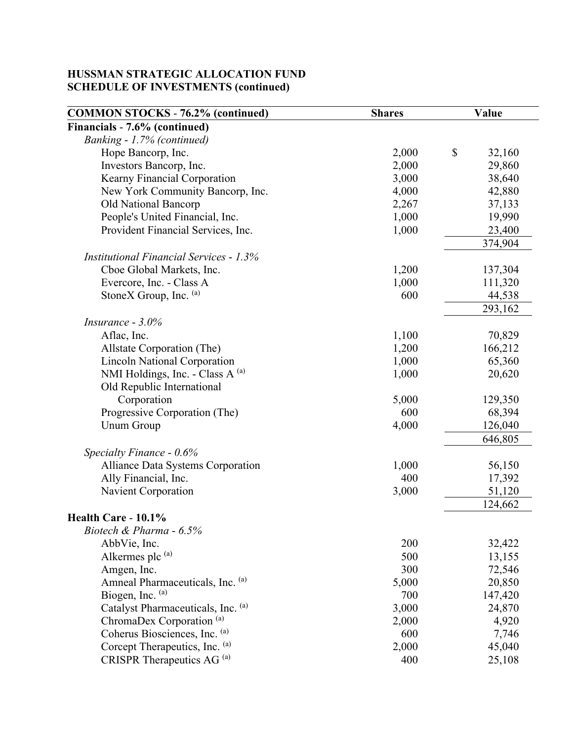**HUSSMAN STRATEGIC ALLOCATION FUND**
**SCHEDULE OF INVESTMENTS (continued)**

| COMMON STOCKS - 76.2% (continued) | Shares | Value |
|---|---|---|
| **Financials - 7.6% (continued)** | | |
| *Banking - 1.7% (continued)* | | |
| Hope Bancorp, Inc. | 2,000 | $ 32,160 |
| Investors Bancorp, Inc. | 2,000 | 29,860 |
| Kearny Financial Corporation | 3,000 | 38,640 |
| New York Community Bancorp, Inc. | 4,000 | 42,880 |
| Old National Bancorp | 2,267 | 37,133 |
| People's United Financial, Inc. | 1,000 | 19,990 |
| Provident Financial Services, Inc. | 1,000 | 23,400 |
| | | 374,904 |
| *Institutional Financial Services - 1.3%* | | |
| Cboe Global Markets, Inc. | 1,200 | 137,304 |
| Evercore, Inc. - Class A | 1,000 | 111,320 |
| StoneX Group, Inc. [(a)] | 600 | 44,538 |
| | | 293,162 |
| *Insurance - 3.0%* | | |
| Aflac, Inc. | 1,100 | 70,829 |
| Allstate Corporation (The) | 1,200 | 166,212 |
| Lincoln National Corporation | 1,000 | 65,360 |
| NMI Holdings, Inc. - Class A [(a)] | 1,000 | 20,620 |
| Old Republic International Corporation | 5,000 | 129,350 |
| Progressive Corporation (The) | 600 | 68,394 |
| Unum Group | 4,000 | 126,040 |
| | | 646,805 |
| *Specialty Finance - 0.6%* | | |
| Alliance Data Systems Corporation | 1,000 | 56,150 |
| Ally Financial, Inc. | 400 | 17,392 |
| Navient Corporation | 3,000 | 51,120 |
| | | 124,662 |
| **Health Care - 10.1%** | | |
| *Biotech & Pharma - 6.5%* | | |
| AbbVie, Inc. | 200 | 32,422 |
| Alkermes plc [(a)] | 500 | 13,155 |
| Amgen, Inc. | 300 | 72,546 |
| Amneal Pharmaceuticals, Inc. [(a)] | 5,000 | 20,850 |
| Biogen, Inc. [(a)] | 700 | 147,420 |
| Catalyst Pharmaceuticals, Inc. [(a)] | 3,000 | 24,870 |
| ChromaDex Corporation [(a)] | 2,000 | 4,920 |
| Coherus Biosciences, Inc. [(a)] | 600 | 7,746 |
| Corcept Therapeutics, Inc. [(a)] | 2,000 | 45,040 |
| CRISPR Therapeutics AG [(a)] | 400 | 25,108 |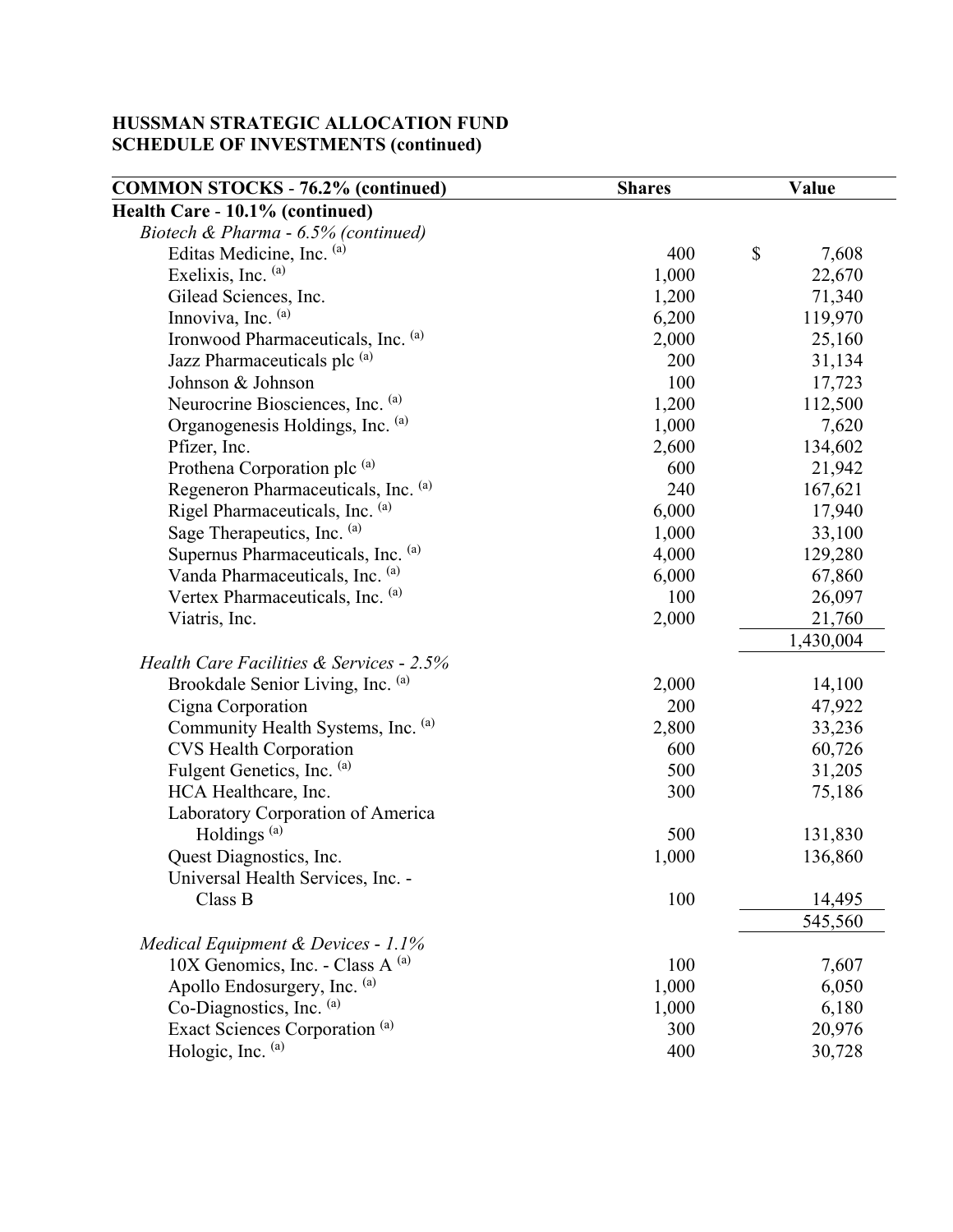**HUSSMAN STRATEGIC ALLOCATION FUND**
**SCHEDULE OF INVESTMENTS (continued)**

| COMMON STOCKS - 76.2% (continued) | Shares | Value |
|---|---|---|
| **Health Care - 10.1% (continued)** | | |
| *Biotech & Pharma - 6.5% (continued)* | | |
| Editas Medicine, Inc. [(a)] | 400 | $ 7,608 |
| Exelixis, Inc. [(a)] | 1,000 | 22,670 |
| Gilead Sciences, Inc. | 1,200 | 71,340 |
| Innoviva, Inc. [(a)] | 6,200 | 119,970 |
| Ironwood Pharmaceuticals, Inc. [(a)] | 2,000 | 25,160 |
| Jazz Pharmaceuticals plc [(a)] | 200 | 31,134 |
| Johnson & Johnson | 100 | 17,723 |
| Neurocrine Biosciences, Inc. [(a)] | 1,200 | 112,500 |
| Organogenesis Holdings, Inc. [(a)] | 1,000 | 7,620 |
| Pfizer, Inc. | 2,600 | 134,602 |
| Prothena Corporation plc [(a)] | 600 | 21,942 |
| Regeneron Pharmaceuticals, Inc. [(a)] | 240 | 167,621 |
| Rigel Pharmaceuticals, Inc. [(a)] | 6,000 | 17,940 |
| Sage Therapeutics, Inc. [(a)] | 1,000 | 33,100 |
| Supernus Pharmaceuticals, Inc. [(a)] | 4,000 | 129,280 |
| Vanda Pharmaceuticals, Inc. [(a)] | 6,000 | 67,860 |
| Vertex Pharmaceuticals, Inc. [(a)] | 100 | 26,097 |
| Viatris, Inc. | 2,000 | 21,760 |
| | | 1,430,004 |
| *Health Care Facilities & Services - 2.5%* | | |
| Brookdale Senior Living, Inc. [(a)] | 2,000 | 14,100 |
| Cigna Corporation | 200 | 47,922 |
| Community Health Systems, Inc. [(a)] | 2,800 | 33,236 |
| CVS Health Corporation | 600 | 60,726 |
| Fulgent Genetics, Inc. [(a)] | 500 | 31,205 |
| HCA Healthcare, Inc. | 300 | 75,186 |
| Laboratory Corporation of America Holdings [(a)] | 500 | 131,830 |
| Quest Diagnostics, Inc. | 1,000 | 136,860 |
| Universal Health Services, Inc. - Class B | 100 | 14,495 |
| | | 545,560 |
| *Medical Equipment & Devices - 1.1%* | | |
| 10X Genomics, Inc. - Class A [(a)] | 100 | 7,607 |
| Apollo Endosurgery, Inc. [(a)] | 1,000 | 6,050 |
| Co-Diagnostics, Inc. [(a)] | 1,000 | 6,180 |
| Exact Sciences Corporation [(a)] | 300 | 20,976 |
| Hologic, Inc. [(a)] | 400 | 30,728 |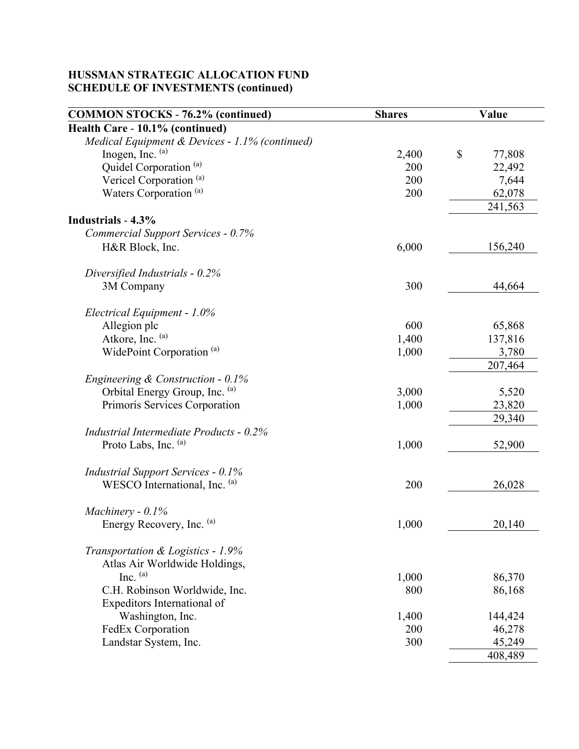**HUSSMAN STRATEGIC ALLOCATION FUND**
**SCHEDULE OF INVESTMENTS (continued)**

| COMMON STOCKS - 76.2% (continued) | Shares | Value |
|---|---|---|
| **Health Care - 10.1% (continued)** | | |
| *Medical Equipment & Devices - 1.1% (continued)* | | |
| Inogen, Inc. [(a)] | 2,400 | $ 77,808 |
| Quidel Corporation [(a)] | 200 | 22,492 |
| Vericel Corporation [(a)] | 200 | 7,644 |
| Waters Corporation [(a)] | 200 | 62,078 |
| | | 241,563 |
| **Industrials - 4.3%** | | |
| *Commercial Support Services - 0.7%* | | |
| H&R Block, Inc. | 6,000 | 156,240 |
| *Diversified Industrials - 0.2%* | | |
| 3M Company | 300 | 44,664 |
| *Electrical Equipment - 1.0%* | | |
| Allegion plc | 600 | 65,868 |
| Atkore, Inc. [(a)] | 1,400 | 137,816 |
| WidePoint Corporation [(a)] | 1,000 | 3,780 |
| | | 207,464 |
| *Engineering & Construction - 0.1%* | | |
| Orbital Energy Group, Inc. [(a)] | 3,000 | 5,520 |
| Primoris Services Corporation | 1,000 | 23,820 |
| | | 29,340 |
| *Industrial Intermediate Products - 0.2%* | | |
| Proto Labs, Inc. [(a)] | 1,000 | 52,900 |
| *Industrial Support Services - 0.1%* | | |
| WESCO International, Inc. [(a)] | 200 | 26,028 |
| *Machinery - 0.1%* | | |
| Energy Recovery, Inc. [(a)] | 1,000 | 20,140 |
| *Transportation & Logistics - 1.9%* | | |
| Atlas Air Worldwide Holdings, Inc. [(a)] | 1,000 | 86,370 |
| C.H. Robinson Worldwide, Inc. | 800 | 86,168 |
| Expeditors International of Washington, Inc. | 1,400 | 144,424 |
| FedEx Corporation | 200 | 46,278 |
| Landstar System, Inc. | 300 | 45,249 |
| | | 408,489 |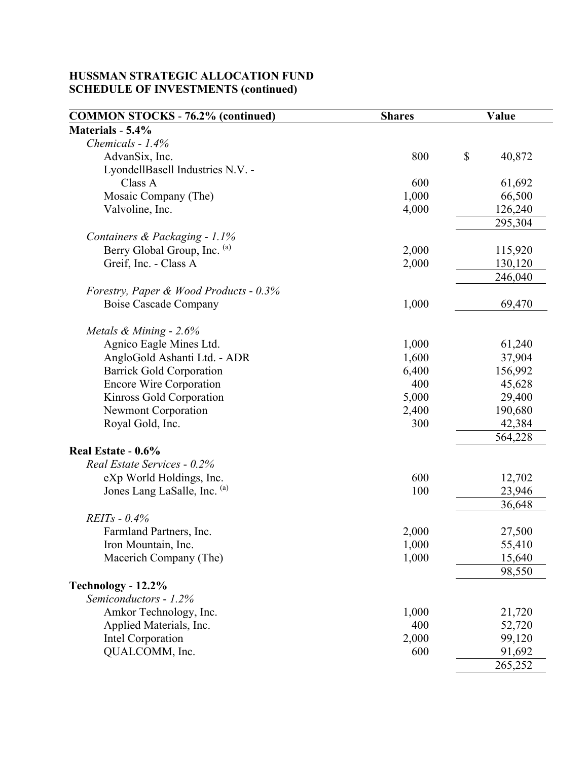**HUSSMAN STRATEGIC ALLOCATION FUND**
**SCHEDULE OF INVESTMENTS (continued)**

| COMMON STOCKS - 76.2% (continued) | Shares | Value |
|---|---|---|
| **Materials - 5.4%** | | |
| *Chemicals - 1.4%* | | |
| AdvanSix, Inc. | 800 | $ 40,872 |
| LyondellBasell Industries N.V. - Class A | 600 | 61,692 |
| Mosaic Company (The) | 1,000 | 66,500 |
| Valvoline, Inc. | 4,000 | 126,240 |
| | | 295,304 |
| *Containers & Packaging - 1.1%* | | |
| Berry Global Group, Inc. [(a)] | 2,000 | 115,920 |
| Greif, Inc. - Class A | 2,000 | 130,120 |
| | | 246,040 |
| *Forestry, Paper & Wood Products - 0.3%* | | |
| Boise Cascade Company | 1,000 | 69,470 |
| *Metals & Mining - 2.6%* | | |
| Agnico Eagle Mines Ltd. | 1,000 | 61,240 |
| AngloGold Ashanti Ltd. - ADR | 1,600 | 37,904 |
| Barrick Gold Corporation | 6,400 | 156,992 |
| Encore Wire Corporation | 400 | 45,628 |
| Kinross Gold Corporation | 5,000 | 29,400 |
| Newmont Corporation | 2,400 | 190,680 |
| Royal Gold, Inc. | 300 | 42,384 |
| | | 564,228 |
| **Real Estate - 0.6%** | | |
| *Real Estate Services - 0.2%* | | |
| eXp World Holdings, Inc. | 600 | 12,702 |
| Jones Lang LaSalle, Inc. [(a)] | 100 | 23,946 |
| | | 36,648 |
| *REITs - 0.4%* | | |
| Farmland Partners, Inc. | 2,000 | 27,500 |
| Iron Mountain, Inc. | 1,000 | 55,410 |
| Macerich Company (The) | 1,000 | 15,640 |
| | | 98,550 |
| **Technology - 12.2%** | | |
| *Semiconductors - 1.2%* | | |
| Amkor Technology, Inc. | 1,000 | 21,720 |
| Applied Materials, Inc. | 400 | 52,720 |
| Intel Corporation | 2,000 | 99,120 |
| QUALCOMM, Inc. | 600 | 91,692 |
| | | 265,252 |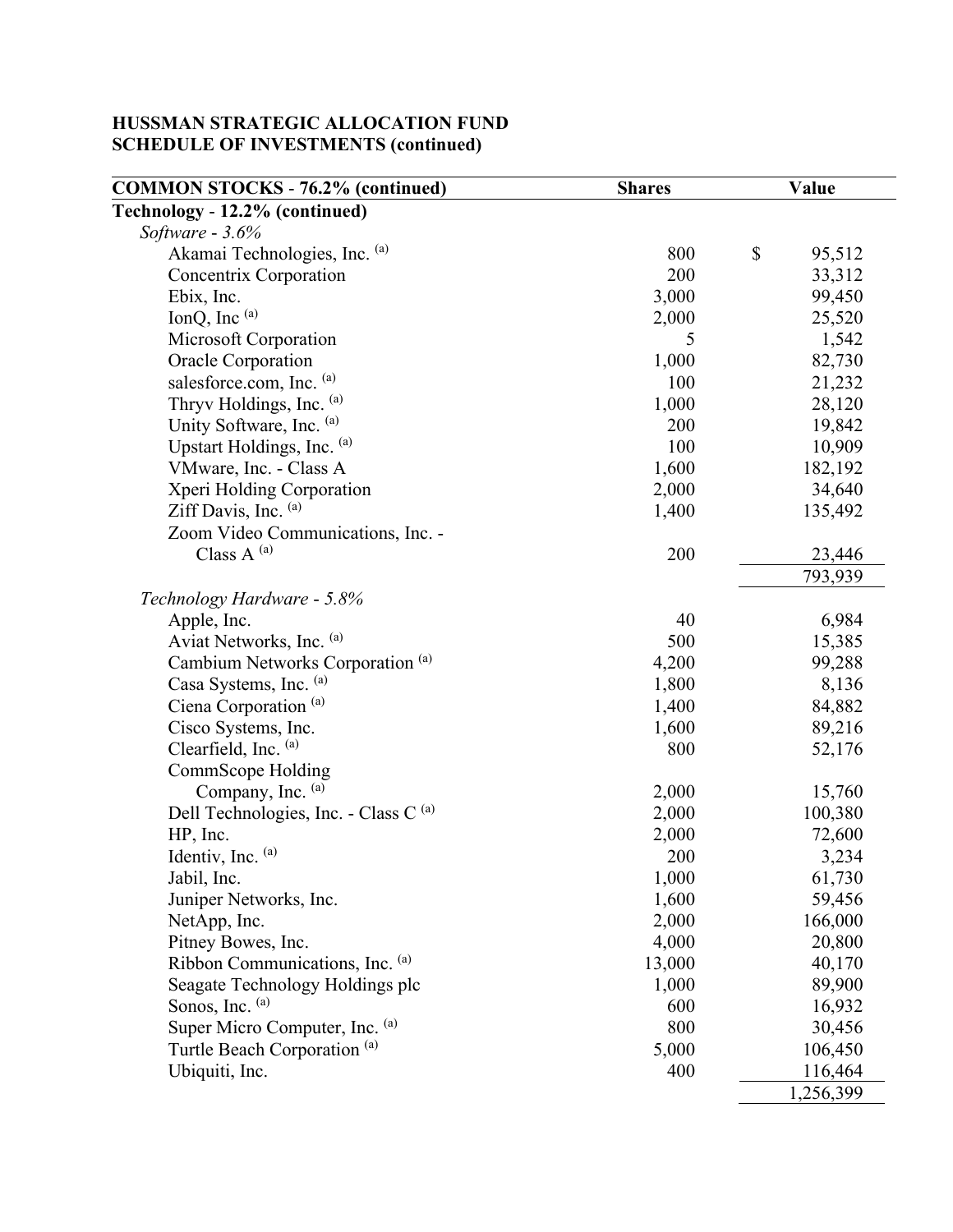**HUSSMAN STRATEGIC ALLOCATION FUND**
**SCHEDULE OF INVESTMENTS (continued)**

| COMMON STOCKS - 76.2% (continued) | Shares | Value |
|---|---|---|
| **Technology - 12.2% (continued)** | | |
| *Software - 3.6%* | | |
| Akamai Technologies, Inc. (a) | 800 | $ 95,512 |
| Concentrix Corporation | 200 | 33,312 |
| Ebix, Inc. | 3,000 | 99,450 |
| IonQ, Inc (a) | 2,000 | 25,520 |
| Microsoft Corporation | 5 | 1,542 |
| Oracle Corporation | 1,000 | 82,730 |
| salesforce.com, Inc. (a) | 100 | 21,232 |
| Thryv Holdings, Inc. (a) | 1,000 | 28,120 |
| Unity Software, Inc. (a) | 200 | 19,842 |
| Upstart Holdings, Inc. (a) | 100 | 10,909 |
| VMware, Inc. - Class A | 1,600 | 182,192 |
| Xperi Holding Corporation | 2,000 | 34,640 |
| Ziff Davis, Inc. (a) | 1,400 | 135,492 |
| Zoom Video Communications, Inc. - Class A (a) | 200 | 23,446 |
| | | 793,939 |
| *Technology Hardware - 5.8%* | | |
| Apple, Inc. | 40 | 6,984 |
| Aviat Networks, Inc. (a) | 500 | 15,385 |
| Cambium Networks Corporation (a) | 4,200 | 99,288 |
| Casa Systems, Inc. (a) | 1,800 | 8,136 |
| Ciena Corporation (a) | 1,400 | 84,882 |
| Cisco Systems, Inc. | 1,600 | 89,216 |
| Clearfield, Inc. (a) | 800 | 52,176 |
| CommScope Holding Company, Inc. (a) | 2,000 | 15,760 |
| Dell Technologies, Inc. - Class C (a) | 2,000 | 100,380 |
| HP, Inc. | 2,000 | 72,600 |
| Identiv, Inc. (a) | 200 | 3,234 |
| Jabil, Inc. | 1,000 | 61,730 |
| Juniper Networks, Inc. | 1,600 | 59,456 |
| NetApp, Inc. | 2,000 | 166,000 |
| Pitney Bowes, Inc. | 4,000 | 20,800 |
| Ribbon Communications, Inc. (a) | 13,000 | 40,170 |
| Seagate Technology Holdings plc | 1,000 | 89,900 |
| Sonos, Inc. (a) | 600 | 16,932 |
| Super Micro Computer, Inc. (a) | 800 | 30,456 |
| Turtle Beach Corporation (a) | 5,000 | 106,450 |
| Ubiquiti, Inc. | 400 | 116,464 |
| | | 1,256,399 |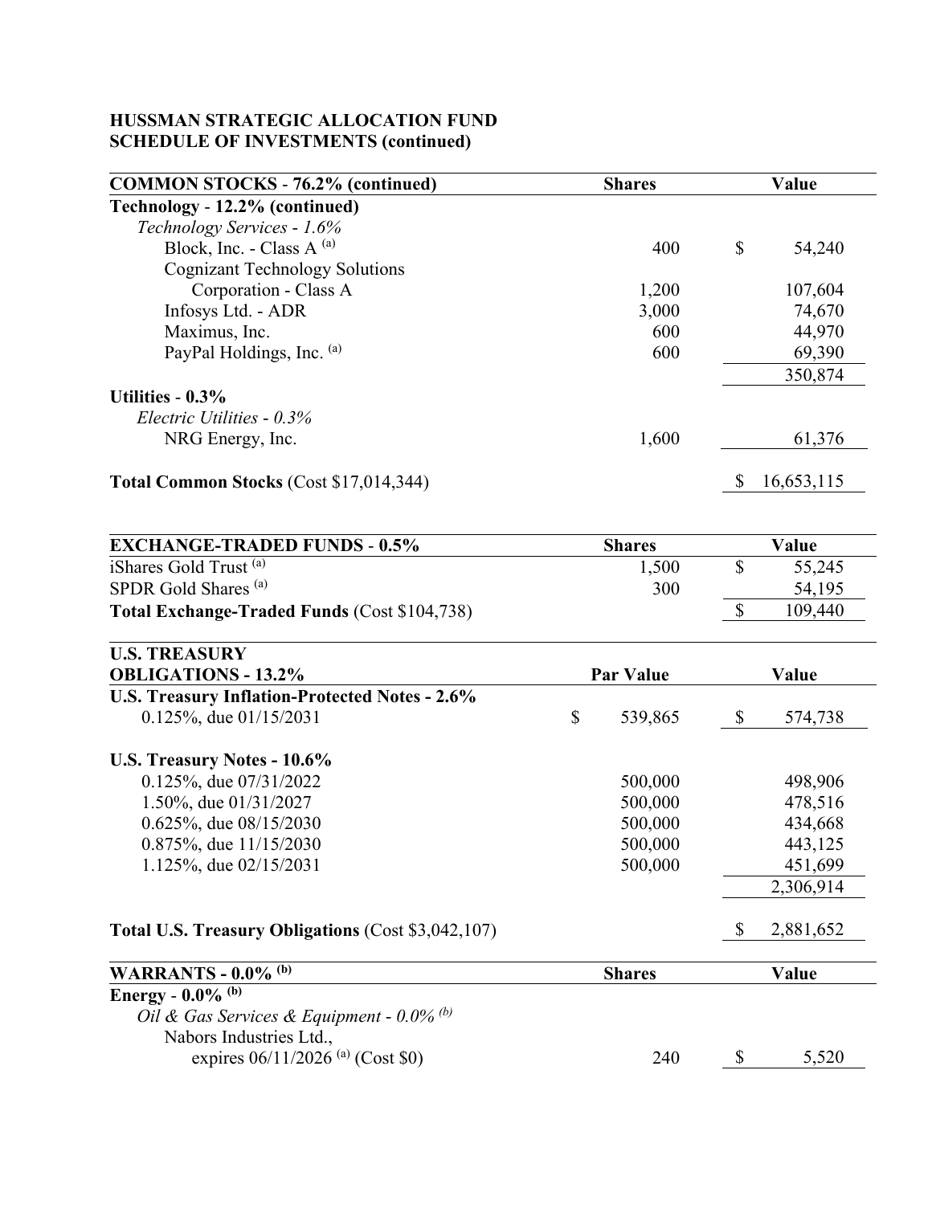**HUSSMAN STRATEGIC ALLOCATION FUND**
**SCHEDULE OF INVESTMENTS (continued)**

| COMMON STOCKS - 76.2% (continued) | Shares | Value |
|---|---|---|
| **Technology - 12.2% (continued)** | | |
| *Technology Services - 1.6%* | | |
| Block, Inc. - Class A [(a)] | 400 | $ 54,240 |
| Cognizant Technology Solutions Corporation - Class A | 1,200 | 107,604 |
| Infosys Ltd. - ADR | 3,000 | 74,670 |
| Maximus, Inc. | 600 | 44,970 |
| PayPal Holdings, Inc. [(a)] | 600 | 69,390 |
| | | 350,874 |
| **Utilities - 0.3%** | | |
| *Electric Utilities - 0.3%* | | |
| NRG Energy, Inc. | 1,600 | 61,376 |
| **Total Common Stocks** (Cost $17,014,344) | | $ 16,653,115 |

| EXCHANGE-TRADED FUNDS - 0.5% | Shares | Value |
|---|---|---|
| iShares Gold Trust [(a)] | 1,500 | $ 55,245 |
| SPDR Gold Shares [(a)] | 300 | 54,195 |
| **Total Exchange-Traded Funds** (Cost $104,738) | | $ 109,440 |

| U.S. TREASURY OBLIGATIONS - 13.2% | Par Value | Value |
|---|---|---|
| **U.S. Treasury Inflation-Protected Notes - 2.6%** | | |
| 0.125%, due 01/15/2031 | $ 539,865 | $ 574,738 |
| **U.S. Treasury Notes - 10.6%** | | |
| 0.125%, due 07/31/2022 | 500,000 | 498,906 |
| 1.50%, due 01/31/2027 | 500,000 | 478,516 |
| 0.625%, due 08/15/2030 | 500,000 | 434,668 |
| 0.875%, due 11/15/2030 | 500,000 | 443,125 |
| 1.125%, due 02/15/2031 | 500,000 | 451,699 |
| | | 2,306,914 |
| **Total U.S. Treasury Obligations** (Cost $3,042,107) | | $ 2,881,652 |

| WARRANTS - 0.0% [(b)] | Shares | Value |
|---|---|---|
| **Energy - 0.0% [(b)]** | | |
| *Oil & Gas Services & Equipment - 0.0% [(b)]* | | |
| Nabors Industries Ltd., expires 06/11/2026 [(a)] (Cost $0) | 240 | $ 5,520 |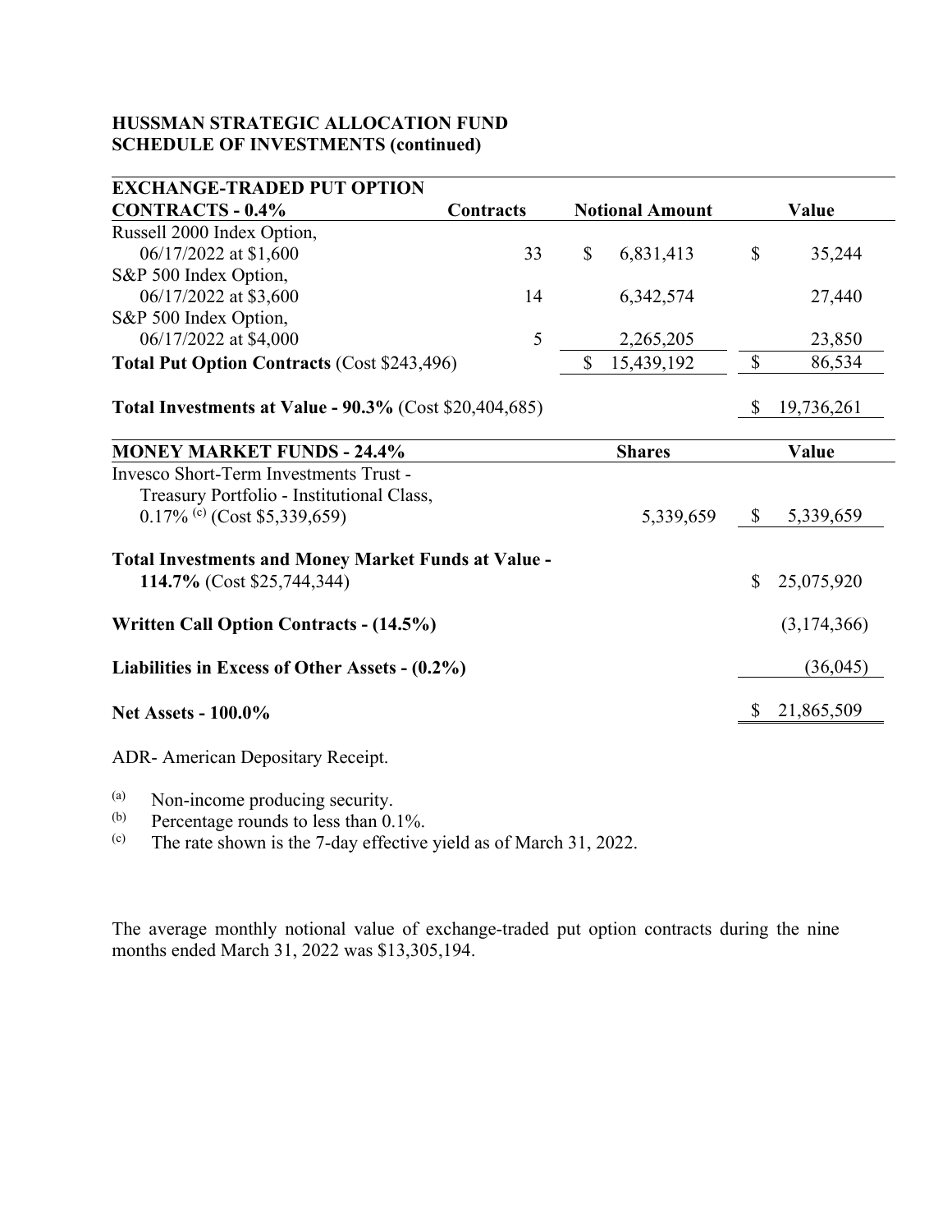**HUSSMAN STRATEGIC ALLOCATION FUND**
**SCHEDULE OF INVESTMENTS (continued)**

| EXCHANGE-TRADED PUT OPTION CONTRACTS - 0.4% | Contracts | Notional Amount | Value |
|---|---|---|---|
| Russell 2000 Index Option, 06/17/2022 at $1,600 | 33 | $ 6,831,413 | $ 35,244 |
| S&P 500 Index Option, 06/17/2022 at $3,600 | 14 | 6,342,574 | 27,440 |
| S&P 500 Index Option, 06/17/2022 at $4,000 | 5 | 2,265,205 | 23,850 |
| **Total Put Option Contracts** (Cost $243,496) | | $ 15,439,192 | $ 86,534 |
| | | | |
| **Total Investments at Value - 90.3%** (Cost $20,404,685) | | | $ 19,736,261 |

| MONEY MARKET FUNDS - 24.4% | Shares | Value |
|---|---|---|
| Invesco Short-Term Investments Trust - Treasury Portfolio - Institutional Class, 0.17% [(c)] (Cost $5,339,659) | 5,339,659 | $ 5,339,659 |
| | | |
| **Total Investments and Money Market Funds at Value - 114.7%** (Cost $25,744,344) | | $ 25,075,920 |
| | | |
| **Written Call Option Contracts - (14.5%)** | | (3,174,366) |
| | | |
| **Liabilities in Excess of Other Assets - (0.2%)** | | (36,045) |
| | | |
| **Net Assets - 100.0%** | | $ 21,865,509 |

ADR- American Depositary Receipt.

(a) Non-income producing security.
(b) Percentage rounds to less than 0.1%.
(c) The rate shown is the 7-day effective yield as of March 31, 2022.

The average monthly notional value of exchange-traded put option contracts during the nine months ended March 31, 2022 was $13,305,194.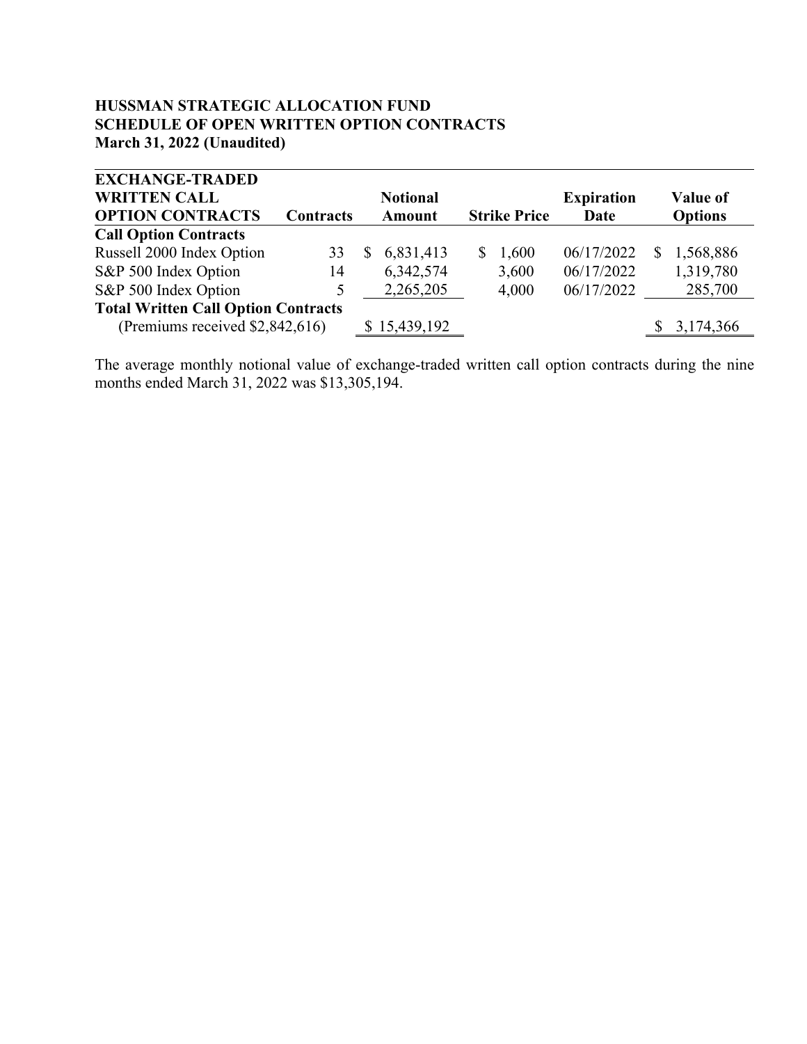**HUSSMAN STRATEGIC ALLOCATION FUND**
**SCHEDULE OF OPEN WRITTEN OPTION CONTRACTS**
**March 31, 2022 (Unaudited)**

| **EXCHANGE-TRADED WRITTEN CALL OPTION CONTRACTS** | **Contracts** | **Notional Amount** | **Strike Price** | **Expiration Date** | **Value of Options** |
|---|---|---|---|---|---|
| **Call Option Contracts** | | | | | |
| Russell 2000 Index Option | 33 | $ 6,831,413 | $ 1,600 | 06/17/2022 | $ 1,568,886 |
| S&P 500 Index Option | 14 | 6,342,574 | 3,600 | 06/17/2022 | 1,319,780 |
| S&P 500 Index Option | 5 | 2,265,205 | 4,000 | 06/17/2022 | 285,700 |
| **Total Written Call Option Contracts** (Premiums received $2,842,616) | | $ 15,439,192 | | | $ 3,174,366 |

The average monthly notional value of exchange-traded written call option contracts during the nine months ended March 31, 2022 was $13,305,194.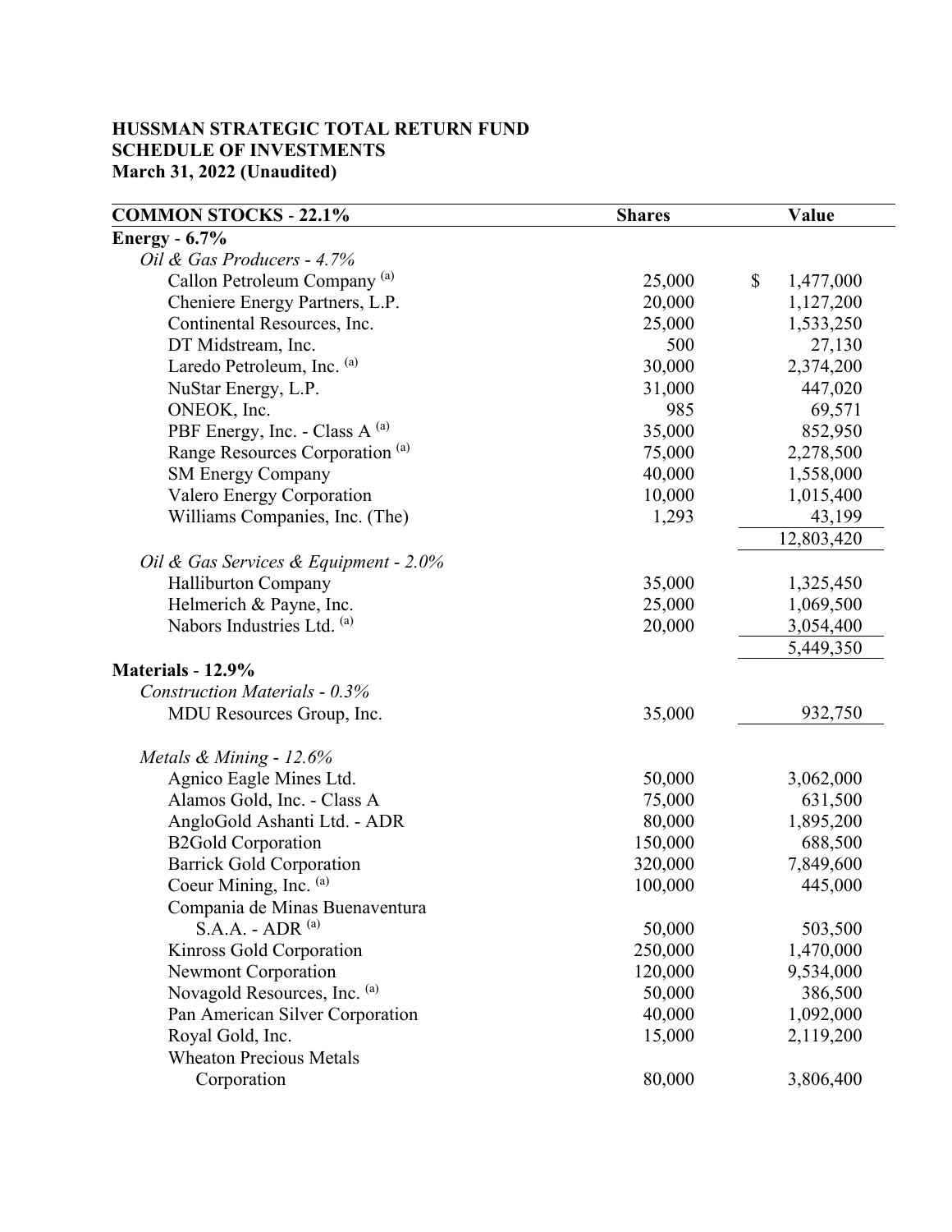**HUSSMAN STRATEGIC TOTAL RETURN FUND**
**SCHEDULE OF INVESTMENTS**
**March 31, 2022 (Unaudited)**

| COMMON STOCKS - 22.1% | Shares | Value |
|---|---|---|
| **Energy - 6.7%** | | |
| *Oil & Gas Producers - 4.7%* | | |
| Callon Petroleum Company [(a)] | 25,000 | $ 1,477,000 |
| Cheniere Energy Partners, L.P. | 20,000 | 1,127,200 |
| Continental Resources, Inc. | 25,000 | 1,533,250 |
| DT Midstream, Inc. | 500 | 27,130 |
| Laredo Petroleum, Inc. [(a)] | 30,000 | 2,374,200 |
| NuStar Energy, L.P. | 31,000 | 447,020 |
| ONEOK, Inc. | 985 | 69,571 |
| PBF Energy, Inc. - Class A [(a)] | 35,000 | 852,950 |
| Range Resources Corporation [(a)] | 75,000 | 2,278,500 |
| SM Energy Company | 40,000 | 1,558,000 |
| Valero Energy Corporation | 10,000 | 1,015,400 |
| Williams Companies, Inc. (The) | 1,293 | 43,199 |
| | | 12,803,420 |
| *Oil & Gas Services & Equipment - 2.0%* | | |
| Halliburton Company | 35,000 | 1,325,450 |
| Helmerich & Payne, Inc. | 25,000 | 1,069,500 |
| Nabors Industries Ltd. [(a)] | 20,000 | 3,054,400 |
| | | 5,449,350 |
| **Materials - 12.9%** | | |
| *Construction Materials - 0.3%* | | |
| MDU Resources Group, Inc. | 35,000 | 932,750 |
| *Metals & Mining - 12.6%* | | |
| Agnico Eagle Mines Ltd. | 50,000 | 3,062,000 |
| Alamos Gold, Inc. - Class A | 75,000 | 631,500 |
| AngloGold Ashanti Ltd. - ADR | 80,000 | 1,895,200 |
| B2Gold Corporation | 150,000 | 688,500 |
| Barrick Gold Corporation | 320,000 | 7,849,600 |
| Coeur Mining, Inc. [(a)] | 100,000 | 445,000 |
| Compania de Minas Buenaventura S.A.A. - ADR [(a)] | 50,000 | 503,500 |
| Kinross Gold Corporation | 250,000 | 1,470,000 |
| Newmont Corporation | 120,000 | 9,534,000 |
| Novagold Resources, Inc. [(a)] | 50,000 | 386,500 |
| Pan American Silver Corporation | 40,000 | 1,092,000 |
| Royal Gold, Inc. | 15,000 | 2,119,200 |
| Wheaton Precious Metals Corporation | 80,000 | 3,806,400 |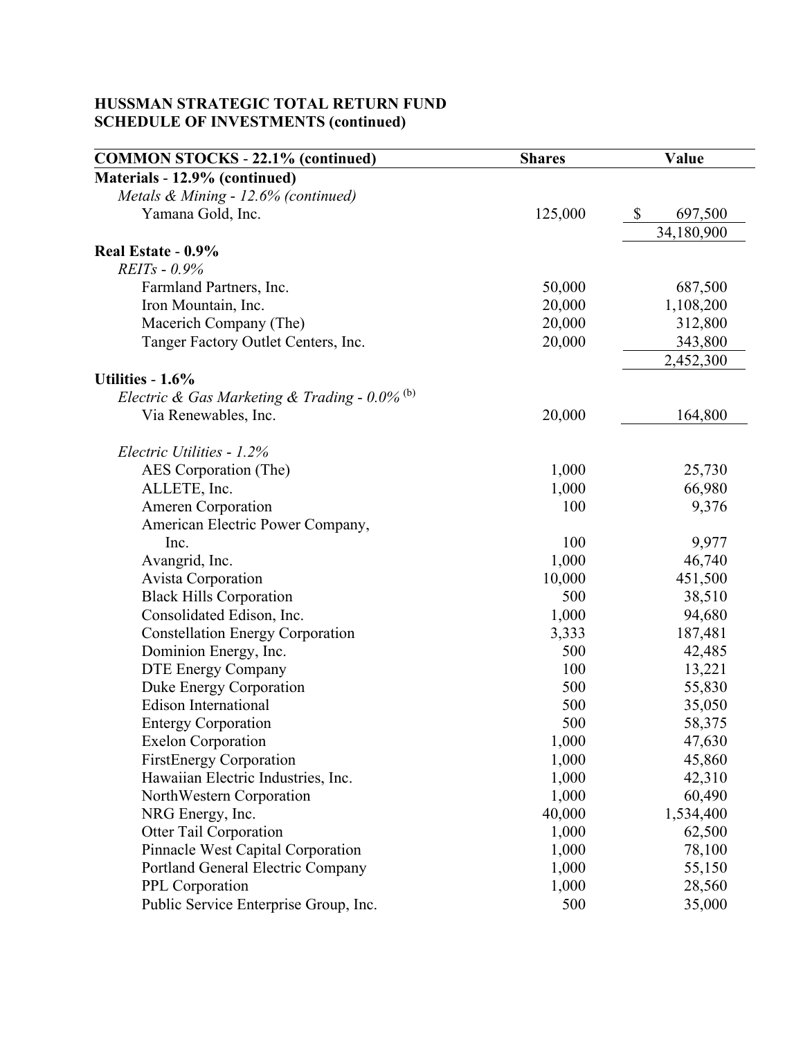**HUSSMAN STRATEGIC TOTAL RETURN FUND**
**SCHEDULE OF INVESTMENTS (continued)**

| COMMON STOCKS - 22.1% (continued) | Shares | Value |
|---|---|---|
| **Materials - 12.9% (continued)** | | |
| *Metals & Mining - 12.6% (continued)* | | |
| Yamana Gold, Inc. | 125,000 | $ 697,500 |
| | | 34,180,900 |
| **Real Estate - 0.9%** | | |
| *REITs - 0.9%* | | |
| Farmland Partners, Inc. | 50,000 | 687,500 |
| Iron Mountain, Inc. | 20,000 | 1,108,200 |
| Macerich Company (The) | 20,000 | 312,800 |
| Tanger Factory Outlet Centers, Inc. | 20,000 | 343,800 |
| | | 2,452,300 |
| **Utilities - 1.6%** | | |
| *Electric & Gas Marketing & Trading - 0.0%* (b) | | |
| Via Renewables, Inc. | 20,000 | 164,800 |
| | | |
| *Electric Utilities - 1.2%* | | |
| AES Corporation (The) | 1,000 | 25,730 |
| ALLETE, Inc. | 1,000 | 66,980 |
| Ameren Corporation | 100 | 9,376 |
| American Electric Power Company, Inc. | 100 | 9,977 |
| Avangrid, Inc. | 1,000 | 46,740 |
| Avista Corporation | 10,000 | 451,500 |
| Black Hills Corporation | 500 | 38,510 |
| Consolidated Edison, Inc. | 1,000 | 94,680 |
| Constellation Energy Corporation | 3,333 | 187,481 |
| Dominion Energy, Inc. | 500 | 42,485 |
| DTE Energy Company | 100 | 13,221 |
| Duke Energy Corporation | 500 | 55,830 |
| Edison International | 500 | 35,050 |
| Entergy Corporation | 500 | 58,375 |
| Exelon Corporation | 1,000 | 47,630 |
| FirstEnergy Corporation | 1,000 | 45,860 |
| Hawaiian Electric Industries, Inc. | 1,000 | 42,310 |
| NorthWestern Corporation | 1,000 | 60,490 |
| NRG Energy, Inc. | 40,000 | 1,534,400 |
| Otter Tail Corporation | 1,000 | 62,500 |
| Pinnacle West Capital Corporation | 1,000 | 78,100 |
| Portland General Electric Company | 1,000 | 55,150 |
| PPL Corporation | 1,000 | 28,560 |
| Public Service Enterprise Group, Inc. | 500 | 35,000 |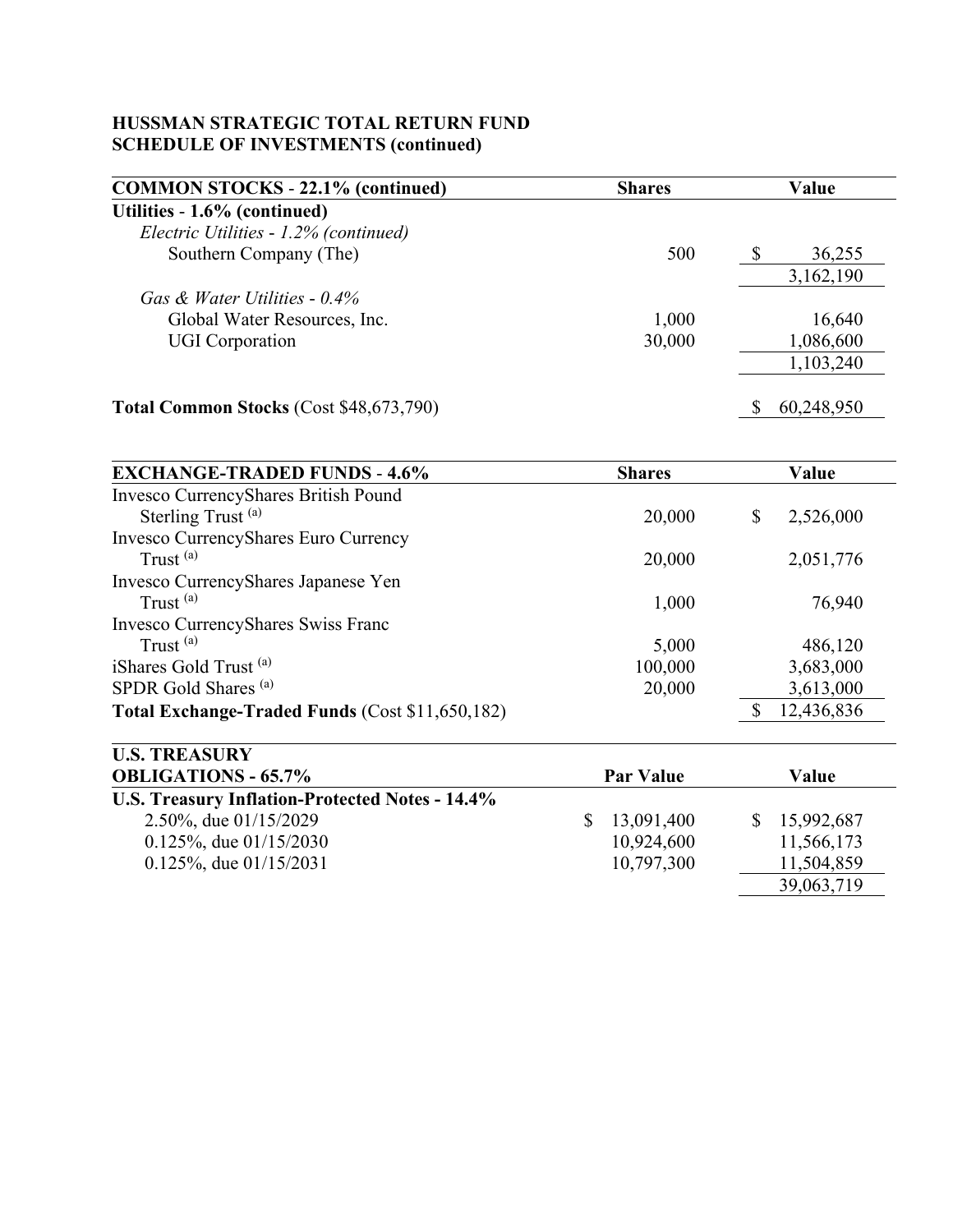## HUSSMAN STRATEGIC TOTAL RETURN FUND
## SCHEDULE OF INVESTMENTS (continued)

| **COMMON STOCKS - 22.1% (continued)** | **Shares** | **Value** |
|---|---|---|
| **Utilities - 1.6% (continued)** | | |
| *Electric Utilities - 1.2% (continued)* | | |
| Southern Company (The) | 500 | $ 36,255 |
| | | 3,162,190 |
| *Gas & Water Utilities - 0.4%* | | |
| Global Water Resources, Inc. | 1,000 | 16,640 |
| UGI Corporation | 30,000 | 1,086,600 |
| | | 1,103,240 |
| | | |
| **Total Common Stocks** (Cost $48,673,790) | | $ 60,248,950 |

| **EXCHANGE-TRADED FUNDS - 4.6%** | **Shares** | **Value** |
|---|---|---|
| Invesco CurrencyShares British Pound Sterling Trust [(a)] | 20,000 | $ 2,526,000 |
| Invesco CurrencyShares Euro Currency Trust [(a)] | 20,000 | 2,051,776 |
| Invesco CurrencyShares Japanese Yen Trust [(a)] | 1,000 | 76,940 |
| Invesco CurrencyShares Swiss Franc Trust [(a)] | 5,000 | 486,120 |
| iShares Gold Trust [(a)] | 100,000 | 3,683,000 |
| SPDR Gold Shares [(a)] | 20,000 | 3,613,000 |
| **Total Exchange-Traded Funds** (Cost $11,650,182) | | $ 12,436,836 |

| **U.S. TREASURY OBLIGATIONS - 65.7%** | **Par Value** | **Value** |
|---|---|---|
| **U.S. Treasury Inflation-Protected Notes - 14.4%** | | |
| 2.50%, due 01/15/2029 | $ 13,091,400 | $ 15,992,687 |
| 0.125%, due 01/15/2030 | 10,924,600 | 11,566,173 |
| 0.125%, due 01/15/2031 | 10,797,300 | 11,504,859 |
| | | 39,063,719 |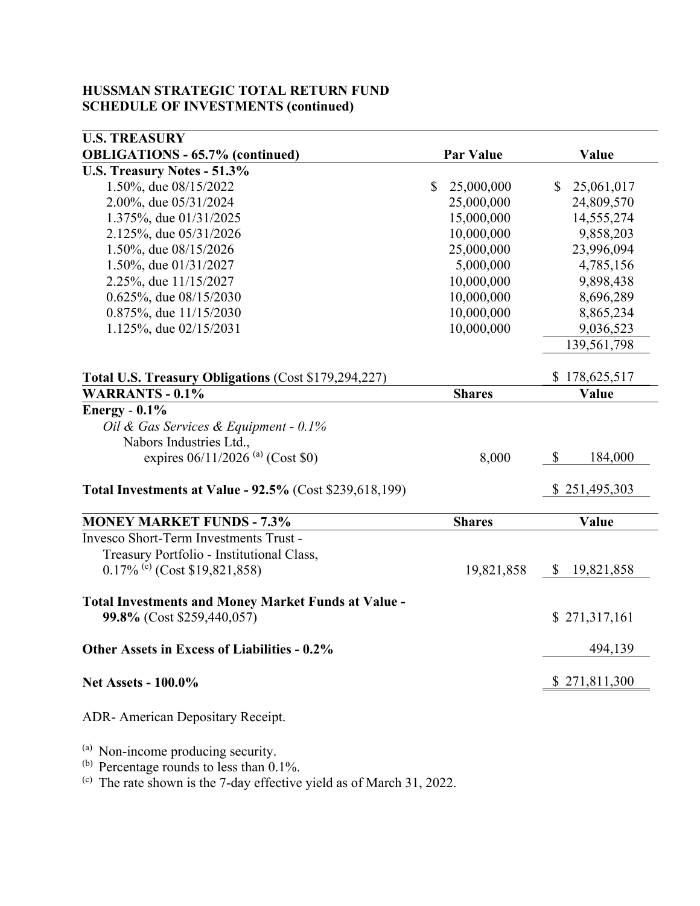**HUSSMAN STRATEGIC TOTAL RETURN FUND**
**SCHEDULE OF INVESTMENTS (continued)**

| U.S. TREASURY OBLIGATIONS - 65.7% (continued) | Par Value | Value |
|---|---|---|
| **U.S. Treasury Notes - 51.3%** | | |
| 1.50%, due 08/15/2022 | $ 25,000,000 | $ 25,061,017 |
| 2.00%, due 05/31/2024 | 25,000,000 | 24,809,570 |
| 1.375%, due 01/31/2025 | 15,000,000 | 14,555,274 |
| 2.125%, due 05/31/2026 | 10,000,000 | 9,858,203 |
| 1.50%, due 08/15/2026 | 25,000,000 | 23,996,094 |
| 1.50%, due 01/31/2027 | 5,000,000 | 4,785,156 |
| 2.25%, due 11/15/2027 | 10,000,000 | 9,898,438 |
| 0.625%, due 08/15/2030 | 10,000,000 | 8,696,289 |
| 0.875%, due 11/15/2030 | 10,000,000 | 8,865,234 |
| 1.125%, due 02/15/2031 | 10,000,000 | 9,036,523 |
| | | 139,561,798 |
| **Total U.S. Treasury Obligations** (Cost $179,294,227) | | $ 178,625,517 |

| WARRANTS - 0.1% | Shares | Value |
|---|---|---|
| **Energy - 0.1%** | | |
| *Oil & Gas Services & Equipment - 0.1%* | | |
| Nabors Industries Ltd., expires 06/11/2026 [(a)] (Cost $0) | 8,000 | $ 184,000 |
| **Total Investments at Value - 92.5%** (Cost $239,618,199) | | $ 251,495,303 |

| MONEY MARKET FUNDS - 7.3% | Shares | Value |
|---|---|---|
| Invesco Short-Term Investments Trust - Treasury Portfolio - Institutional Class, 0.17% [(c)] (Cost $19,821,858) | 19,821,858 | $ 19,821,858 |
| **Total Investments and Money Market Funds at Value - 99.8%** (Cost $259,440,057) | | $ 271,317,161 |
| **Other Assets in Excess of Liabilities - 0.2%** | | 494,139 |
| **Net Assets - 100.0%** | | $ 271,811,300 |

ADR- American Depositary Receipt.

(a) Non-income producing security.
(b) Percentage rounds to less than 0.1%.
(c) The rate shown is the 7-day effective yield as of March 31, 2022.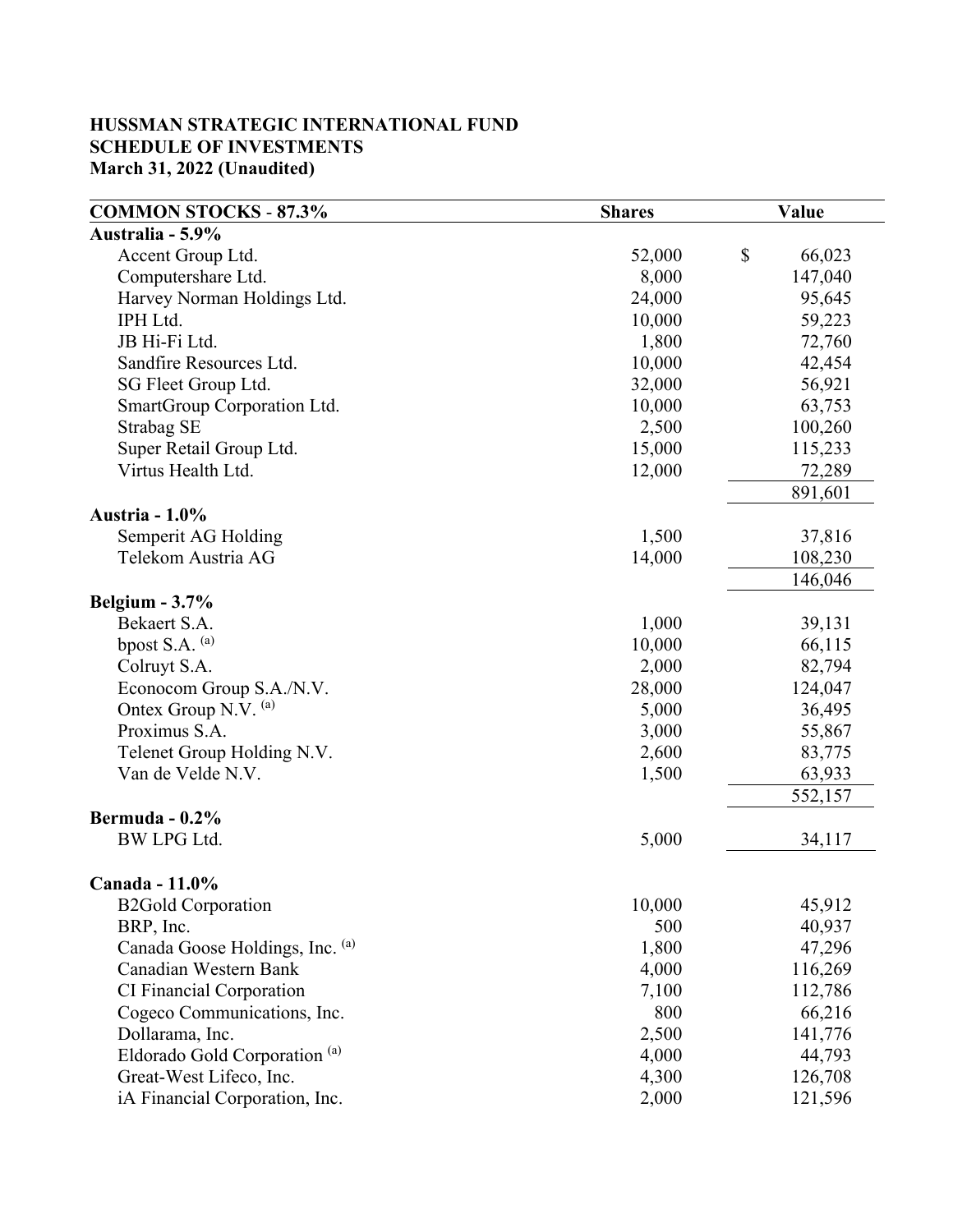**HUSSMAN STRATEGIC INTERNATIONAL FUND**
**SCHEDULE OF INVESTMENTS**
**March 31, 2022 (Unaudited)**

| COMMON STOCKS - 87.3% | Shares | Value |
|---|---|---|
| **Australia - 5.9%** | | |
| Accent Group Ltd. | 52,000 | $ 66,023 |
| Computershare Ltd. | 8,000 | 147,040 |
| Harvey Norman Holdings Ltd. | 24,000 | 95,645 |
| IPH Ltd. | 10,000 | 59,223 |
| JB Hi-Fi Ltd. | 1,800 | 72,760 |
| Sandfire Resources Ltd. | 10,000 | 42,454 |
| SG Fleet Group Ltd. | 32,000 | 56,921 |
| SmartGroup Corporation Ltd. | 10,000 | 63,753 |
| Strabag SE | 2,500 | 100,260 |
| Super Retail Group Ltd. | 15,000 | 115,233 |
| Virtus Health Ltd. | 12,000 | 72,289 |
| | | 891,601 |
| **Austria - 1.0%** | | |
| Semperit AG Holding | 1,500 | 37,816 |
| Telekom Austria AG | 14,000 | 108,230 |
| | | 146,046 |
| **Belgium - 3.7%** | | |
| Bekaert S.A. | 1,000 | 39,131 |
| bpost S.A. (a) | 10,000 | 66,115 |
| Colruyt S.A. | 2,000 | 82,794 |
| Econocom Group S.A./N.V. | 28,000 | 124,047 |
| Ontex Group N.V. (a) | 5,000 | 36,495 |
| Proximus S.A. | 3,000 | 55,867 |
| Telenet Group Holding N.V. | 2,600 | 83,775 |
| Van de Velde N.V. | 1,500 | 63,933 |
| | | 552,157 |
| **Bermuda - 0.2%** | | |
| BW LPG Ltd. | 5,000 | 34,117 |
| **Canada - 11.0%** | | |
| B2Gold Corporation | 10,000 | 45,912 |
| BRP, Inc. | 500 | 40,937 |
| Canada Goose Holdings, Inc. (a) | 1,800 | 47,296 |
| Canadian Western Bank | 4,000 | 116,269 |
| CI Financial Corporation | 7,100 | 112,786 |
| Cogeco Communications, Inc. | 800 | 66,216 |
| Dollarama, Inc. | 2,500 | 141,776 |
| Eldorado Gold Corporation (a) | 4,000 | 44,793 |
| Great-West Lifeco, Inc. | 4,300 | 126,708 |
| iA Financial Corporation, Inc. | 2,000 | 121,596 |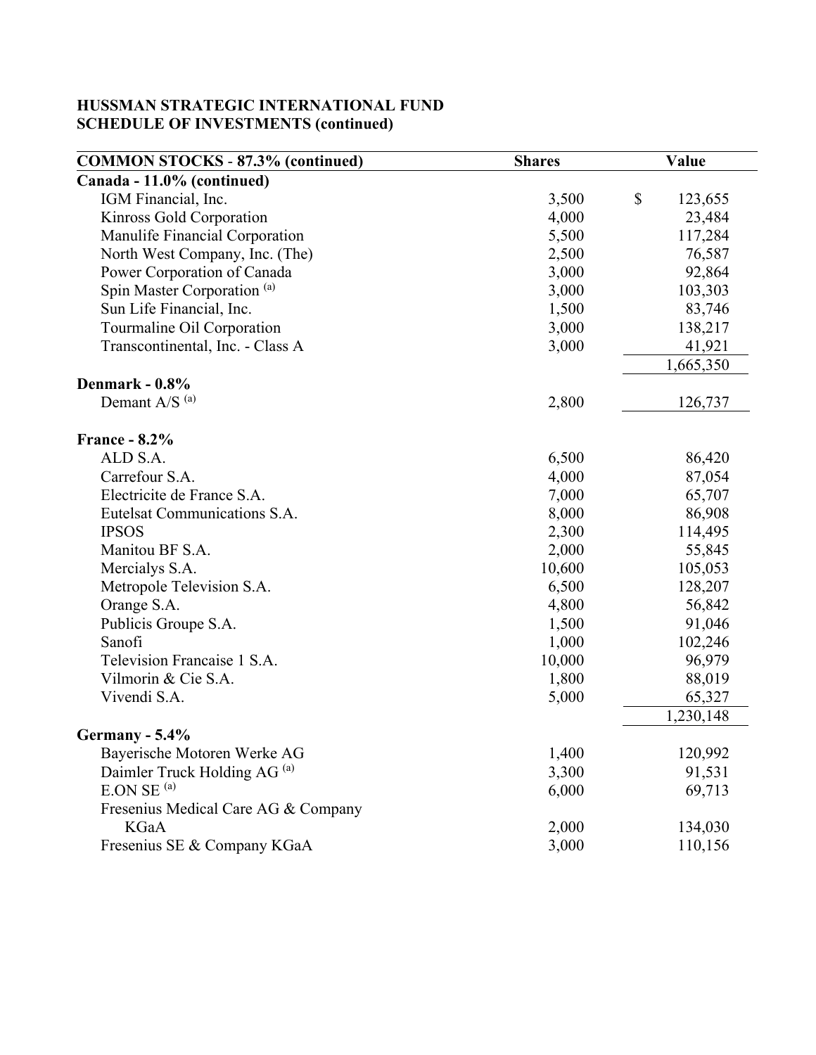**HUSSMAN STRATEGIC INTERNATIONAL FUND**
**SCHEDULE OF INVESTMENTS (continued)**

| COMMON STOCKS - 87.3% (continued) | Shares | Value |
|---|---|---|
| **Canada - 11.0% (continued)** | | |
| IGM Financial, Inc. | 3,500 | $ 123,655 |
| Kinross Gold Corporation | 4,000 | 23,484 |
| Manulife Financial Corporation | 5,500 | 117,284 |
| North West Company, Inc. (The) | 2,500 | 76,587 |
| Power Corporation of Canada | 3,000 | 92,864 |
| Spin Master Corporation [(a)] | 3,000 | 103,303 |
| Sun Life Financial, Inc. | 1,500 | 83,746 |
| Tourmaline Oil Corporation | 3,000 | 138,217 |
| Transcontinental, Inc. - Class A | 3,000 | 41,921 |
| | | 1,665,350 |
| **Denmark - 0.8%** | | |
| Demant A/S [(a)] | 2,800 | 126,737 |
| **France - 8.2%** | | |
| ALD S.A. | 6,500 | 86,420 |
| Carrefour S.A. | 4,000 | 87,054 |
| Electricite de France S.A. | 7,000 | 65,707 |
| Eutelsat Communications S.A. | 8,000 | 86,908 |
| IPSOS | 2,300 | 114,495 |
| Manitou BF S.A. | 2,000 | 55,845 |
| Mercialys S.A. | 10,600 | 105,053 |
| Metropole Television S.A. | 6,500 | 128,207 |
| Orange S.A. | 4,800 | 56,842 |
| Publicis Groupe S.A. | 1,500 | 91,046 |
| Sanofi | 1,000 | 102,246 |
| Television Francaise 1 S.A. | 10,000 | 96,979 |
| Vilmorin & Cie S.A. | 1,800 | 88,019 |
| Vivendi S.A. | 5,000 | 65,327 |
| | | 1,230,148 |
| **Germany - 5.4%** | | |
| Bayerische Motoren Werke AG | 1,400 | 120,992 |
| Daimler Truck Holding AG [(a)] | 3,300 | 91,531 |
| E.ON SE [(a)] | 6,000 | 69,713 |
| Fresenius Medical Care AG & Company KGaA | 2,000 | 134,030 |
| Fresenius SE & Company KGaA | 3,000 | 110,156 |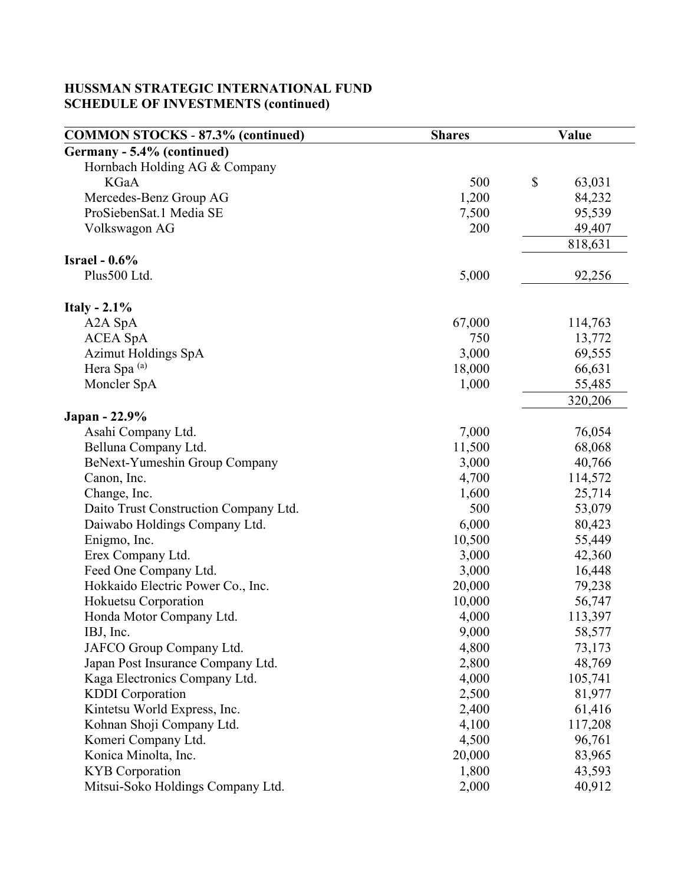**HUSSMAN STRATEGIC INTERNATIONAL FUND**
**SCHEDULE OF INVESTMENTS (continued)**

| COMMON STOCKS - 87.3% (continued) | Shares | Value |
|---|---|---|
| **Germany - 5.4% (continued)** | | |
| Hornbach Holding AG & Company KGaA | 500 | $ 63,031 |
| Mercedes-Benz Group AG | 1,200 | 84,232 |
| ProSiebenSat.1 Media SE | 7,500 | 95,539 |
| Volkswagon AG | 200 | 49,407 |
| | | 818,631 |
| **Israel - 0.6%** | | |
| Plus500 Ltd. | 5,000 | 92,256 |
| **Italy - 2.1%** | | |
| A2A SpA | 67,000 | 114,763 |
| ACEA SpA | 750 | 13,772 |
| Azimut Holdings SpA | 3,000 | 69,555 |
| Hera Spa [(a)] | 18,000 | 66,631 |
| Moncler SpA | 1,000 | 55,485 |
| | | 320,206 |
| **Japan - 22.9%** | | |
| Asahi Company Ltd. | 7,000 | 76,054 |
| Belluna Company Ltd. | 11,500 | 68,068 |
| BeNext-Yumeshin Group Company | 3,000 | 40,766 |
| Canon, Inc. | 4,700 | 114,572 |
| Change, Inc. | 1,600 | 25,714 |
| Daito Trust Construction Company Ltd. | 500 | 53,079 |
| Daiwabo Holdings Company Ltd. | 6,000 | 80,423 |
| Enigmo, Inc. | 10,500 | 55,449 |
| Erex Company Ltd. | 3,000 | 42,360 |
| Feed One Company Ltd. | 3,000 | 16,448 |
| Hokkaido Electric Power Co., Inc. | 20,000 | 79,238 |
| Hokuetsu Corporation | 10,000 | 56,747 |
| Honda Motor Company Ltd. | 4,000 | 113,397 |
| IBJ, Inc. | 9,000 | 58,577 |
| JAFCO Group Company Ltd. | 4,800 | 73,173 |
| Japan Post Insurance Company Ltd. | 2,800 | 48,769 |
| Kaga Electronics Company Ltd. | 4,000 | 105,741 |
| KDDI Corporation | 2,500 | 81,977 |
| Kintetsu World Express, Inc. | 2,400 | 61,416 |
| Kohnan Shoji Company Ltd. | 4,100 | 117,208 |
| Komeri Company Ltd. | 4,500 | 96,761 |
| Konica Minolta, Inc. | 20,000 | 83,965 |
| KYB Corporation | 1,800 | 43,593 |
| Mitsui-Soko Holdings Company Ltd. | 2,000 | 40,912 |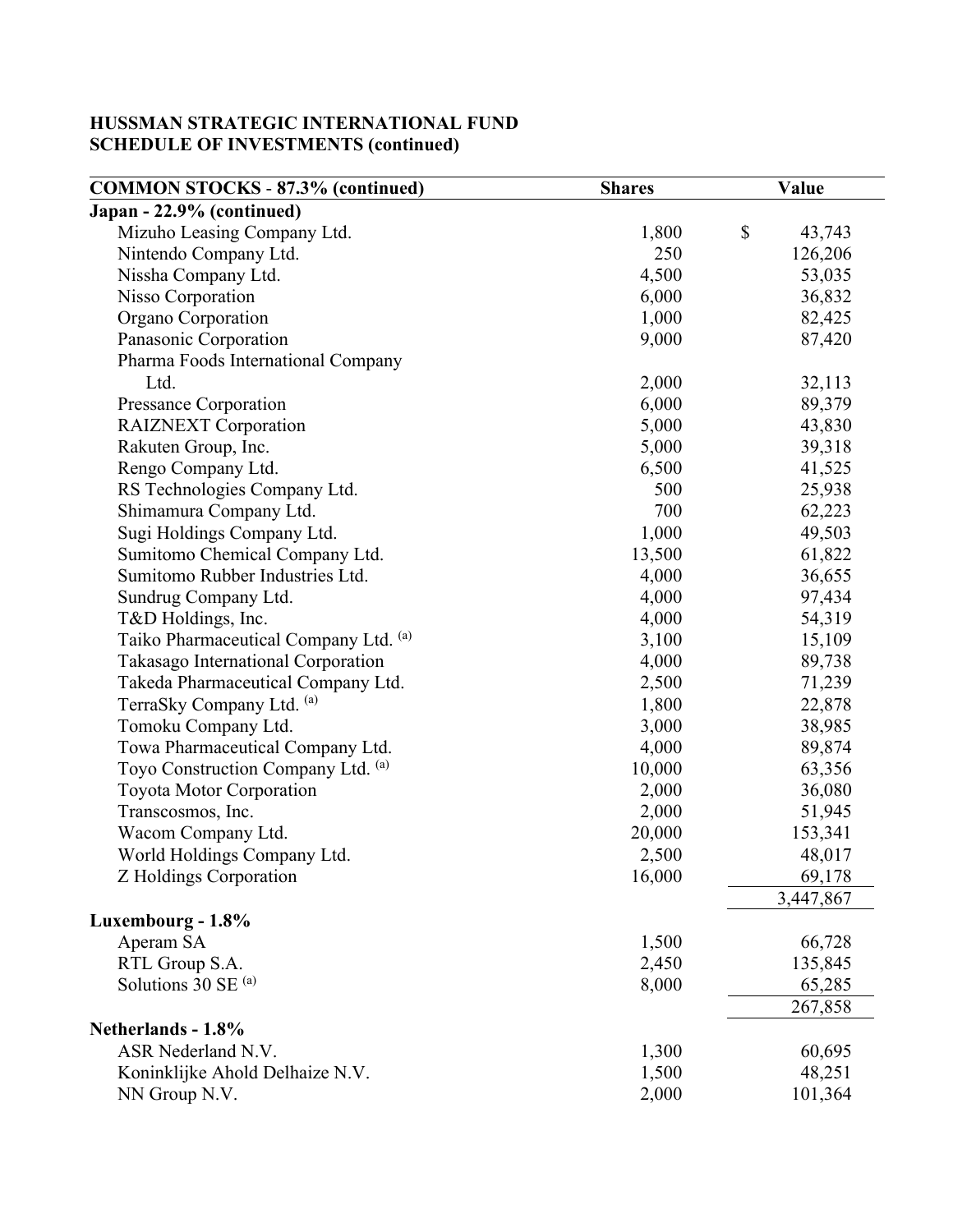**HUSSMAN STRATEGIC INTERNATIONAL FUND**
**SCHEDULE OF INVESTMENTS (continued)**

| COMMON STOCKS - 87.3% (continued) | Shares | Value |
|---|---|---|
| **Japan - 22.9% (continued)** | | |
| Mizuho Leasing Company Ltd. | 1,800 | $ 43,743 |
| Nintendo Company Ltd. | 250 | 126,206 |
| Nissha Company Ltd. | 4,500 | 53,035 |
| Nisso Corporation | 6,000 | 36,832 |
| Organo Corporation | 1,000 | 82,425 |
| Panasonic Corporation | 9,000 | 87,420 |
| Pharma Foods International Company Ltd. | 2,000 | 32,113 |
| Pressance Corporation | 6,000 | 89,379 |
| RAIZNEXT Corporation | 5,000 | 43,830 |
| Rakuten Group, Inc. | 5,000 | 39,318 |
| Rengo Company Ltd. | 6,500 | 41,525 |
| RS Technologies Company Ltd. | 500 | 25,938 |
| Shimamura Company Ltd. | 700 | 62,223 |
| Sugi Holdings Company Ltd. | 1,000 | 49,503 |
| Sumitomo Chemical Company Ltd. | 13,500 | 61,822 |
| Sumitomo Rubber Industries Ltd. | 4,000 | 36,655 |
| Sundrug Company Ltd. | 4,000 | 97,434 |
| T&D Holdings, Inc. | 4,000 | 54,319 |
| Taiko Pharmaceutical Company Ltd. [(a)] | 3,100 | 15,109 |
| Takasago International Corporation | 4,000 | 89,738 |
| Takeda Pharmaceutical Company Ltd. | 2,500 | 71,239 |
| TerraSky Company Ltd. [(a)] | 1,800 | 22,878 |
| Tomoku Company Ltd. | 3,000 | 38,985 |
| Towa Pharmaceutical Company Ltd. | 4,000 | 89,874 |
| Toyo Construction Company Ltd. [(a)] | 10,000 | 63,356 |
| Toyota Motor Corporation | 2,000 | 36,080 |
| Transcosmos, Inc. | 2,000 | 51,945 |
| Wacom Company Ltd. | 20,000 | 153,341 |
| World Holdings Company Ltd. | 2,500 | 48,017 |
| Z Holdings Corporation | 16,000 | 69,178 |
| | | 3,447,867 |
| **Luxembourg - 1.8%** | | |
| Aperam SA | 1,500 | 66,728 |
| RTL Group S.A. | 2,450 | 135,845 |
| Solutions 30 SE [(a)] | 8,000 | 65,285 |
| | | 267,858 |
| **Netherlands - 1.8%** | | |
| ASR Nederland N.V. | 1,300 | 60,695 |
| Koninklijke Ahold Delhaize N.V. | 1,500 | 48,251 |
| NN Group N.V. | 2,000 | 101,364 |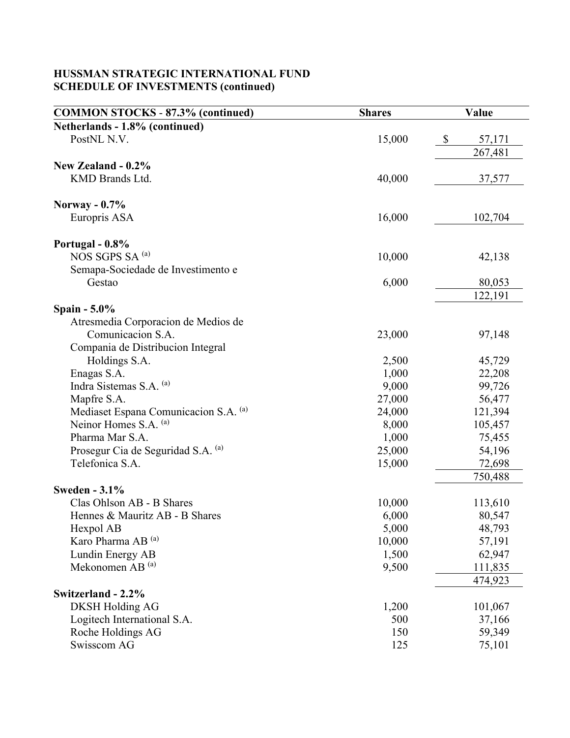**HUSSMAN STRATEGIC INTERNATIONAL FUND**
**SCHEDULE OF INVESTMENTS (continued)**

| COMMON STOCKS - 87.3% (continued) | Shares | Value |
|---|---|---|
| **Netherlands - 1.8% (continued)** | | |
| PostNL N.V. | 15,000 | $ 57,171 |
| | | 267,481 |
| **New Zealand - 0.2%** | | |
| KMD Brands Ltd. | 40,000 | 37,577 |
| **Norway - 0.7%** | | |
| Europris ASA | 16,000 | 102,704 |
| **Portugal - 0.8%** | | |
| NOS SGPS SA [(a)] | 10,000 | 42,138 |
| Semapa-Sociedade de Investimento e Gestao | 6,000 | 80,053 |
| | | 122,191 |
| **Spain - 5.0%** | | |
| Atresmedia Corporacion de Medios de Comunicacion S.A. | 23,000 | 97,148 |
| Compania de Distribucion Integral Holdings S.A. | 2,500 | 45,729 |
| Enagas S.A. | 1,000 | 22,208 |
| Indra Sistemas S.A. [(a)] | 9,000 | 99,726 |
| Mapfre S.A. | 27,000 | 56,477 |
| Mediaset Espana Comunicacion S.A. [(a)] | 24,000 | 121,394 |
| Neinor Homes S.A. [(a)] | 8,000 | 105,457 |
| Pharma Mar S.A. | 1,000 | 75,455 |
| Prosegur Cia de Seguridad S.A. [(a)] | 25,000 | 54,196 |
| Telefonica S.A. | 15,000 | 72,698 |
| | | 750,488 |
| **Sweden - 3.1%** | | |
| Clas Ohlson AB - B Shares | 10,000 | 113,610 |
| Hennes & Mauritz AB - B Shares | 6,000 | 80,547 |
| Hexpol AB | 5,000 | 48,793 |
| Karo Pharma AB [(a)] | 10,000 | 57,191 |
| Lundin Energy AB | 1,500 | 62,947 |
| Mekonomen AB [(a)] | 9,500 | 111,835 |
| | | 474,923 |
| **Switzerland - 2.2%** | | |
| DKSH Holding AG | 1,200 | 101,067 |
| Logitech International S.A. | 500 | 37,166 |
| Roche Holdings AG | 150 | 59,349 |
| Swisscom AG | 125 | 75,101 |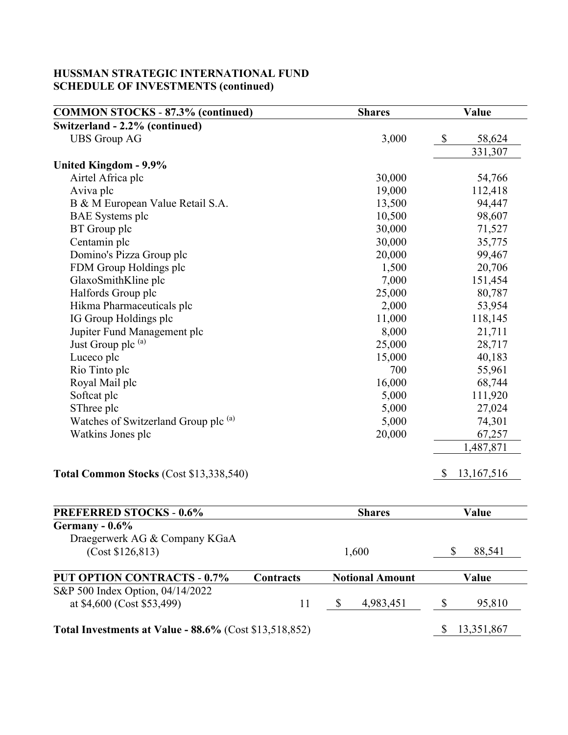**HUSSMAN STRATEGIC INTERNATIONAL FUND**
**SCHEDULE OF INVESTMENTS (continued)**

| COMMON STOCKS - 87.3% (continued) | Shares | Value |
|---|---|---|
| **Switzerland - 2.2% (continued)** | | |
| UBS Group AG | 3,000 | $ 58,624 |
| | | 331,307 |
| **United Kingdom - 9.9%** | | |
| Airtel Africa plc | 30,000 | 54,766 |
| Aviva plc | 19,000 | 112,418 |
| B & M European Value Retail S.A. | 13,500 | 94,447 |
| BAE Systems plc | 10,500 | 98,607 |
| BT Group plc | 30,000 | 71,527 |
| Centamin plc | 30,000 | 35,775 |
| Domino's Pizza Group plc | 20,000 | 99,467 |
| FDM Group Holdings plc | 1,500 | 20,706 |
| GlaxoSmithKline plc | 7,000 | 151,454 |
| Halfords Group plc | 25,000 | 80,787 |
| Hikma Pharmaceuticals plc | 2,000 | 53,954 |
| IG Group Holdings plc | 11,000 | 118,145 |
| Jupiter Fund Management plc | 8,000 | 21,711 |
| Just Group plc [(a)] | 25,000 | 28,717 |
| Luceco plc | 15,000 | 40,183 |
| Rio Tinto plc | 700 | 55,961 |
| Royal Mail plc | 16,000 | 68,744 |
| Softcat plc | 5,000 | 111,920 |
| SThree plc | 5,000 | 27,024 |
| Watches of Switzerland Group plc [(a)] | 5,000 | 74,301 |
| Watkins Jones plc | 20,000 | 67,257 |
| | | 1,487,871 |
| **Total Common Stocks** (Cost $13,338,540) | | $ 13,167,516 |

| PREFERRED STOCKS - 0.6% | Shares | Value |
|---|---|---|
| **Germany - 0.6%** | | |
| Draegerwerk AG & Company KGaA (Cost $126,813) | 1,600 | $ 88,541 |

| PUT OPTION CONTRACTS - 0.7% | Contracts | Notional Amount | Value |
|---|---|---|---|
| S&P 500 Index Option, 04/14/2022 at $4,600 (Cost $53,499) | 11 | $ 4,983,451 | $ 95,810 |

| | |
|---|---|
| **Total Investments at Value - 88.6%** (Cost $13,518,852) | $ 13,351,867 |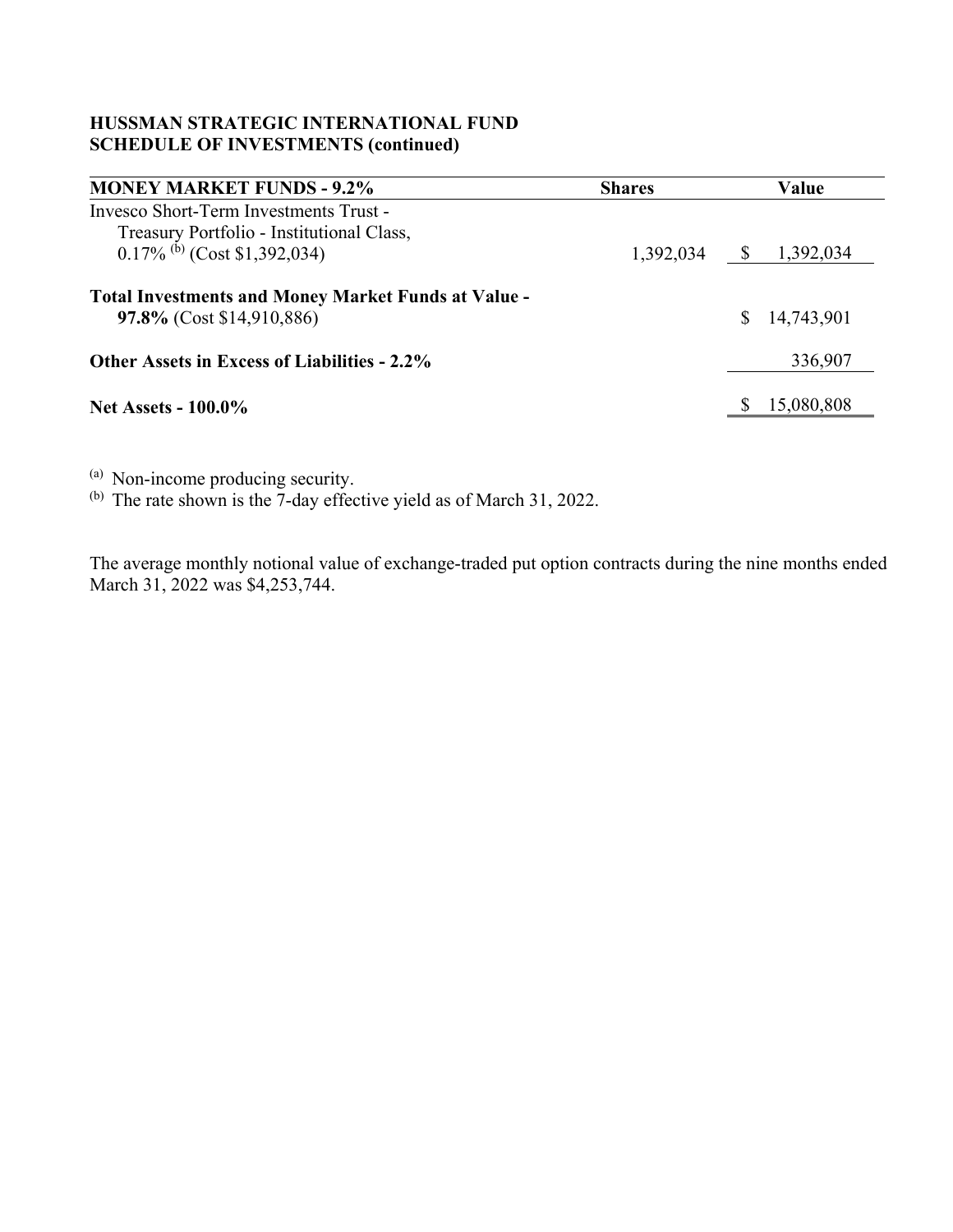**HUSSMAN STRATEGIC INTERNATIONAL FUND**
**SCHEDULE OF INVESTMENTS (continued)**

| MONEY MARKET FUNDS - 9.2% | Shares | Value |
|---|---|---|
| Invesco Short-Term Investments Trust - Treasury Portfolio - Institutional Class, 0.17% [b] (Cost $1,392,034) | 1,392,034 | $ 1,392,034 |
| **Total Investments and Money Market Funds at Value - 97.8%** (Cost $14,910,886) | | $ 14,743,901 |
| **Other Assets in Excess of Liabilities - 2.2%** | | 336,907 |
| **Net Assets - 100.0%** | | $ 15,080,808 |

[a] Non-income producing security.
[b] The rate shown is the 7-day effective yield as of March 31, 2022.

The average monthly notional value of exchange-traded put option contracts during the nine months ended March 31, 2022 was $4,253,744.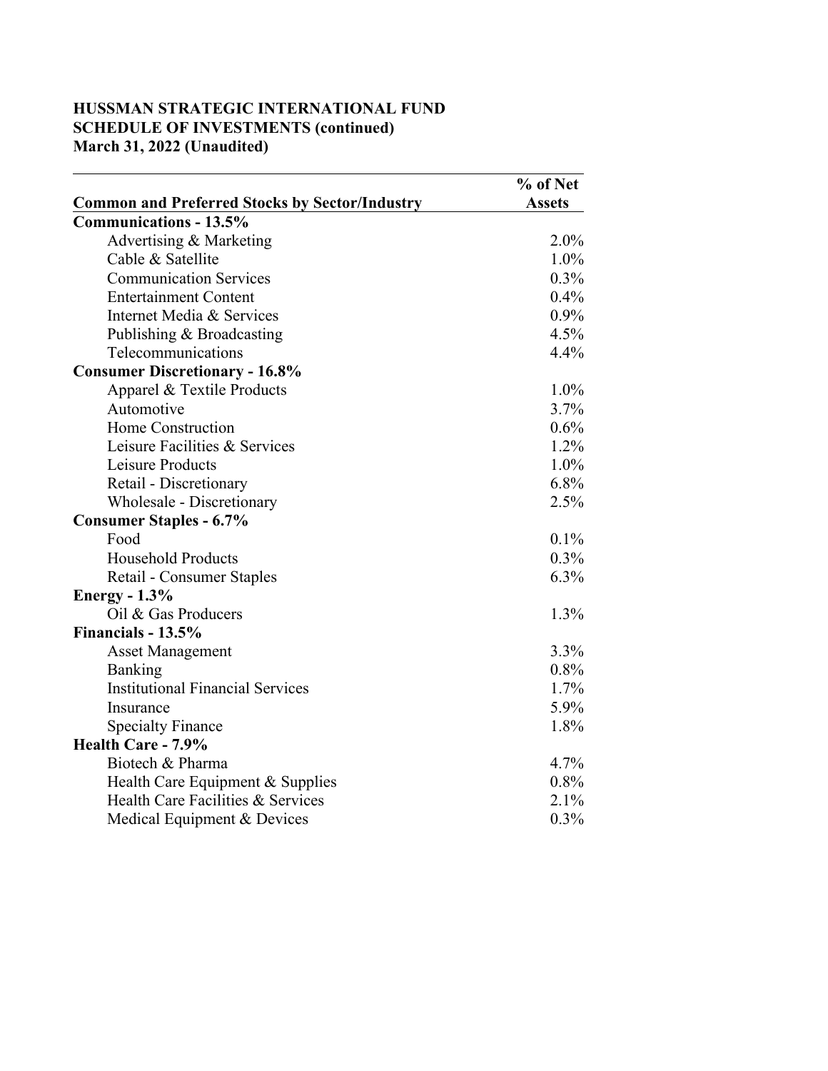**HUSSMAN STRATEGIC INTERNATIONAL FUND**
**SCHEDULE OF INVESTMENTS (continued)**
**March 31, 2022 (Unaudited)**

| Common and Preferred Stocks by Sector/Industry | % of Net Assets |
|---|---|
| **Communications - 13.5%** | |
| Advertising & Marketing | 2.0% |
| Cable & Satellite | 1.0% |
| Communication Services | 0.3% |
| Entertainment Content | 0.4% |
| Internet Media & Services | 0.9% |
| Publishing & Broadcasting | 4.5% |
| Telecommunications | 4.4% |
| **Consumer Discretionary - 16.8%** | |
| Apparel & Textile Products | 1.0% |
| Automotive | 3.7% |
| Home Construction | 0.6% |
| Leisure Facilities & Services | 1.2% |
| Leisure Products | 1.0% |
| Retail - Discretionary | 6.8% |
| Wholesale - Discretionary | 2.5% |
| **Consumer Staples - 6.7%** | |
| Food | 0.1% |
| Household Products | 0.3% |
| Retail - Consumer Staples | 6.3% |
| **Energy - 1.3%** | |
| Oil & Gas Producers | 1.3% |
| **Financials - 13.5%** | |
| Asset Management | 3.3% |
| Banking | 0.8% |
| Institutional Financial Services | 1.7% |
| Insurance | 5.9% |
| Specialty Finance | 1.8% |
| **Health Care - 7.9%** | |
| Biotech & Pharma | 4.7% |
| Health Care Equipment & Supplies | 0.8% |
| Health Care Facilities & Services | 2.1% |
| Medical Equipment & Devices | 0.3% |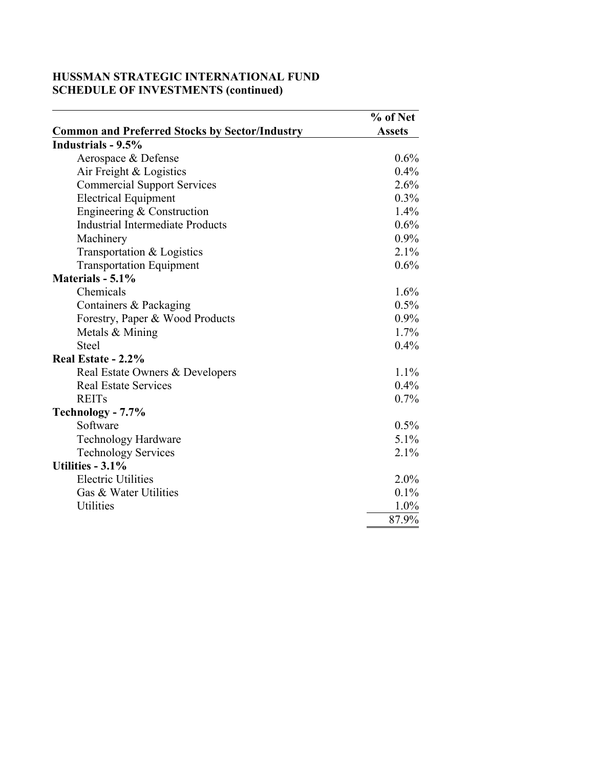**HUSSMAN STRATEGIC INTERNATIONAL FUND**
**SCHEDULE OF INVESTMENTS (continued)**

| Common and Preferred Stocks by Sector/Industry | % of Net Assets |
|---|---|
| **Industrials - 9.5%** | |
| Aerospace & Defense | 0.6% |
| Air Freight & Logistics | 0.4% |
| Commercial Support Services | 2.6% |
| Electrical Equipment | 0.3% |
| Engineering & Construction | 1.4% |
| Industrial Intermediate Products | 0.6% |
| Machinery | 0.9% |
| Transportation & Logistics | 2.1% |
| Transportation Equipment | 0.6% |
| **Materials - 5.1%** | |
| Chemicals | 1.6% |
| Containers & Packaging | 0.5% |
| Forestry, Paper & Wood Products | 0.9% |
| Metals & Mining | 1.7% |
| Steel | 0.4% |
| **Real Estate - 2.2%** | |
| Real Estate Owners & Developers | 1.1% |
| Real Estate Services | 0.4% |
| REITs | 0.7% |
| **Technology - 7.7%** | |
| Software | 0.5% |
| Technology Hardware | 5.1% |
| Technology Services | 2.1% |
| **Utilities - 3.1%** | |
| Electric Utilities | 2.0% |
| Gas & Water Utilities | 0.1% |
| Utilities | 1.0% |
| | 87.9% |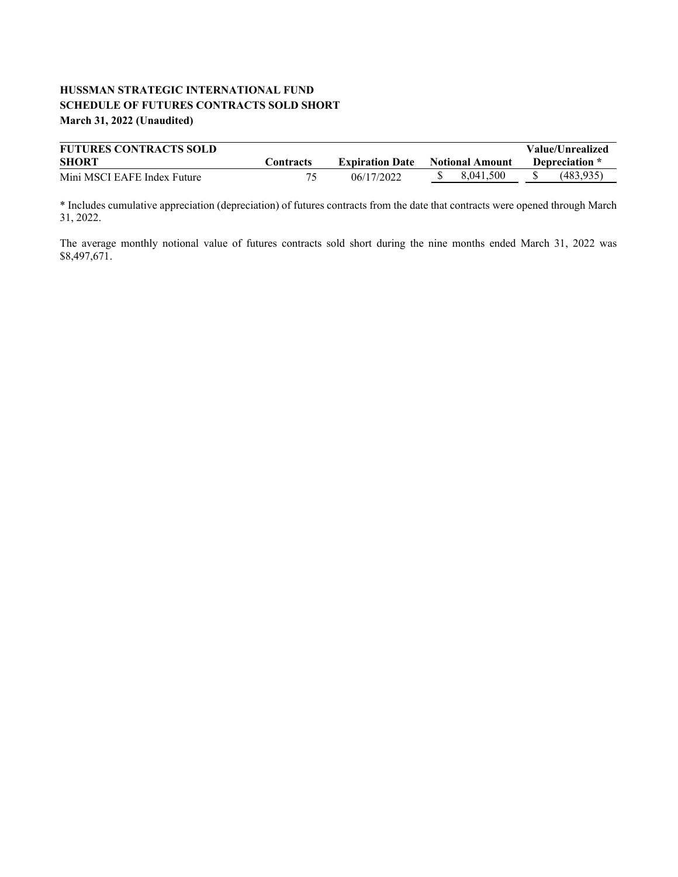**HUSSMAN STRATEGIC INTERNATIONAL FUND**
**SCHEDULE OF FUTURES CONTRACTS SOLD SHORT**
**March 31, 2022 (Unaudited)**

| FUTURES CONTRACTS SOLD SHORT | Contracts | Expiration Date | Notional Amount | Value/Unrealized Depreciation * |
|---|---|---|---|---|
| Mini MSCI EAFE Index Future | 75 | 06/17/2022 | $ 8,041,500 | $ (483,935) |

* Includes cumulative appreciation (depreciation) of futures contracts from the date that contracts were opened through March 31, 2022.

The average monthly notional value of futures contracts sold short during the nine months ended March 31, 2022 was $8,497,671.